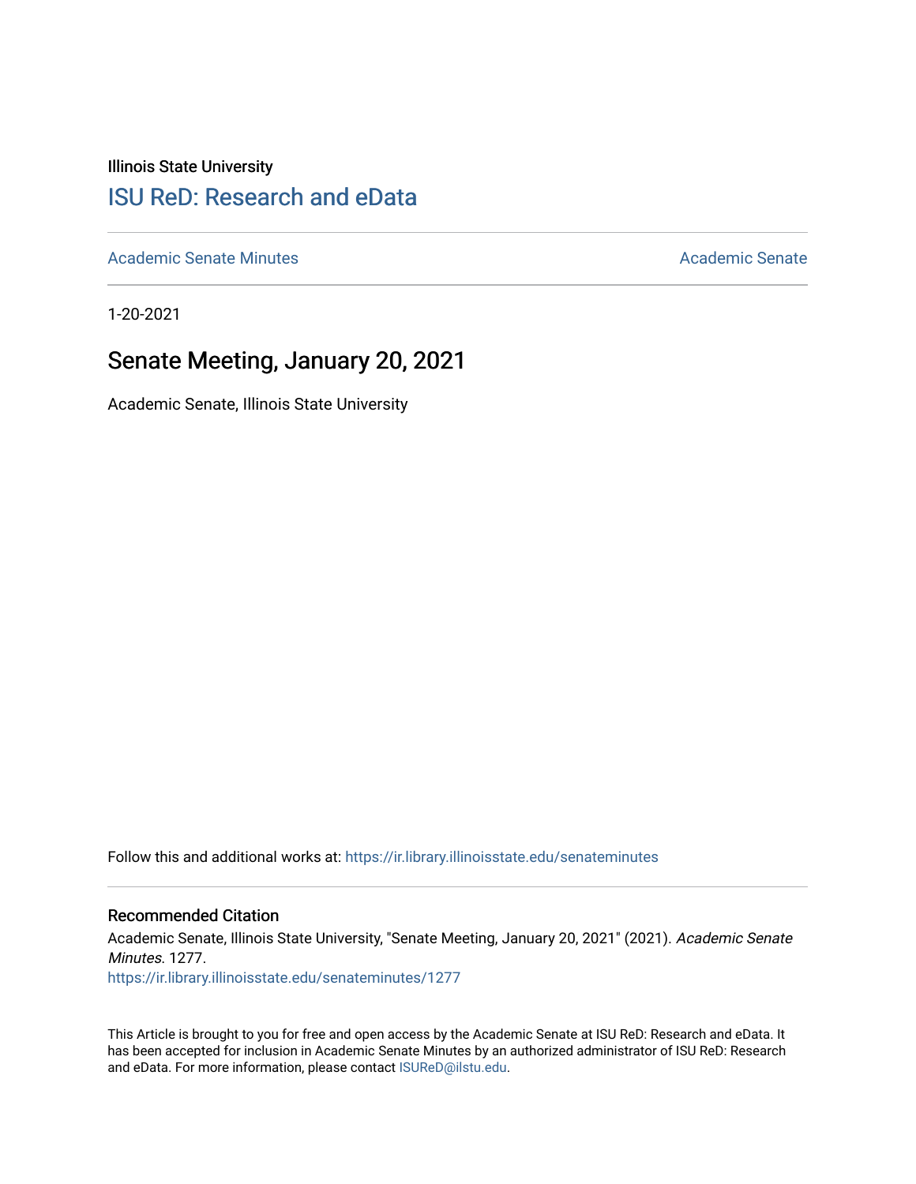Illinois State University

# ISU ReD: Research and eData

Academic Senate Minutes | Academic Senate

1-20-2021

## Senate Meeting, January 20, 2021

Academic Senate, Illinois State University

Follow this and additional works at: https://ir.library.illinoisstate.edu/senateminutes

### Recommended Citation

Academic Senate, Illinois State University, "Senate Meeting, January 20, 2021" (2021). *Academic Senate Minutes*. 1277.
https://ir.library.illinoisstate.edu/senateminutes/1277

This Article is brought to you for free and open access by the Academic Senate at ISU ReD: Research and eData. It has been accepted for inclusion in Academic Senate Minutes by an authorized administrator of ISU ReD: Research and eData. For more information, please contact ISUReD@ilstu.edu.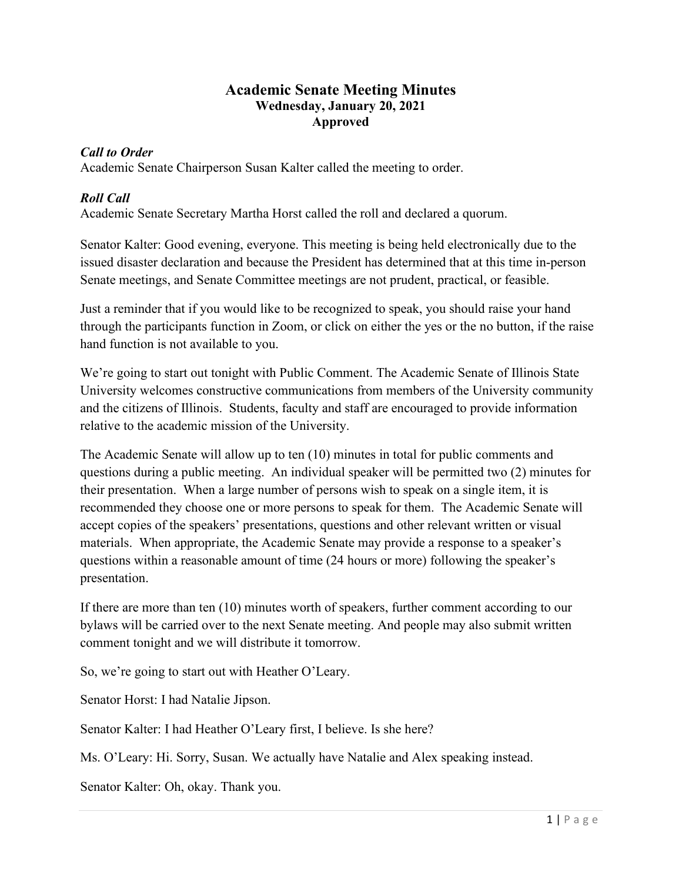# Academic Senate Meeting Minutes

**Wednesday, January 20, 2021**

**Approved**

***Call to Order***

Academic Senate Chairperson Susan Kalter called the meeting to order.

***Roll Call***

Academic Senate Secretary Martha Horst called the roll and declared a quorum.

Senator Kalter: Good evening, everyone. This meeting is being held electronically due to the issued disaster declaration and because the President has determined that at this time in-person Senate meetings, and Senate Committee meetings are not prudent, practical, or feasible.

Just a reminder that if you would like to be recognized to speak, you should raise your hand through the participants function in Zoom, or click on either the yes or the no button, if the raise hand function is not available to you.

We're going to start out tonight with Public Comment. The Academic Senate of Illinois State University welcomes constructive communications from members of the University community and the citizens of Illinois. Students, faculty and staff are encouraged to provide information relative to the academic mission of the University.

The Academic Senate will allow up to ten (10) minutes in total for public comments and questions during a public meeting. An individual speaker will be permitted two (2) minutes for their presentation. When a large number of persons wish to speak on a single item, it is recommended they choose one or more persons to speak for them. The Academic Senate will accept copies of the speakers' presentations, questions and other relevant written or visual materials. When appropriate, the Academic Senate may provide a response to a speaker's questions within a reasonable amount of time (24 hours or more) following the speaker's presentation.

If there are more than ten (10) minutes worth of speakers, further comment according to our bylaws will be carried over to the next Senate meeting. And people may also submit written comment tonight and we will distribute it tomorrow.

So, we're going to start out with Heather O'Leary.

Senator Horst: I had Natalie Jipson.

Senator Kalter: I had Heather O'Leary first, I believe. Is she here?

Ms. O'Leary: Hi. Sorry, Susan. We actually have Natalie and Alex speaking instead.

Senator Kalter: Oh, okay. Thank you.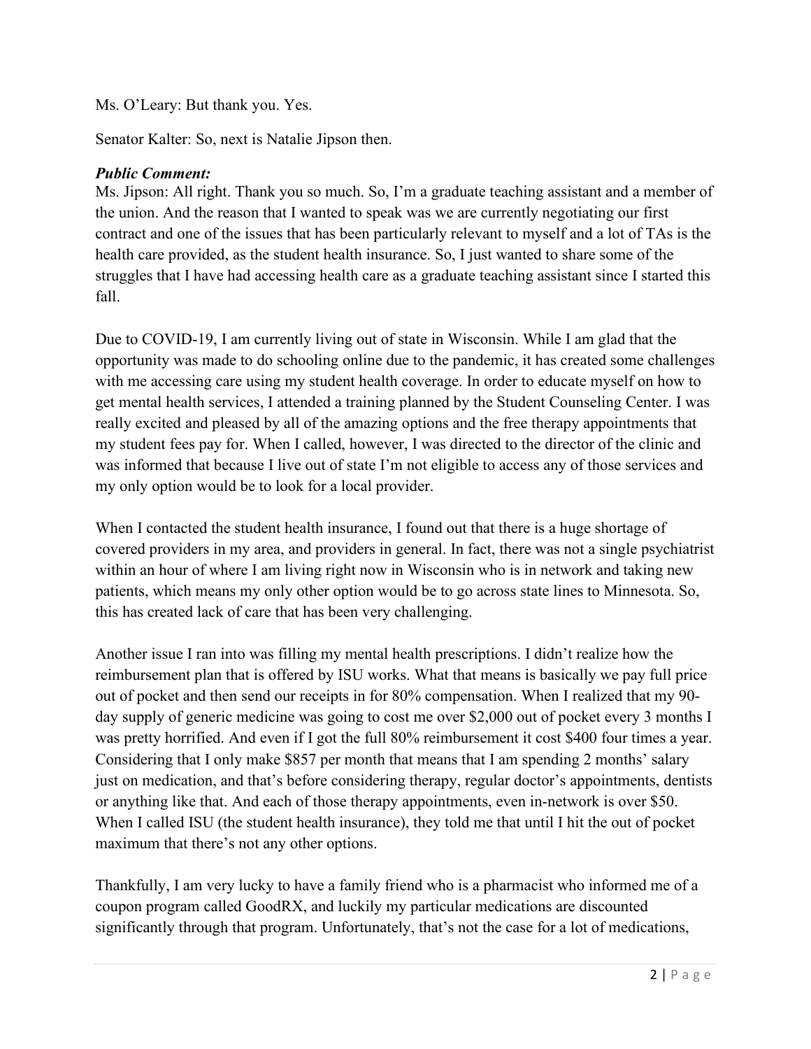Ms. O'Leary: But thank you. Yes.

Senator Kalter: So, next is Natalie Jipson then.

***Public Comment:***
Ms. Jipson: All right. Thank you so much. So, I'm a graduate teaching assistant and a member of the union. And the reason that I wanted to speak was we are currently negotiating our first contract and one of the issues that has been particularly relevant to myself and a lot of TAs is the health care provided, as the student health insurance. So, I just wanted to share some of the struggles that I have had accessing health care as a graduate teaching assistant since I started this fall.

Due to COVID-19, I am currently living out of state in Wisconsin. While I am glad that the opportunity was made to do schooling online due to the pandemic, it has created some challenges with me accessing care using my student health coverage. In order to educate myself on how to get mental health services, I attended a training planned by the Student Counseling Center. I was really excited and pleased by all of the amazing options and the free therapy appointments that my student fees pay for. When I called, however, I was directed to the director of the clinic and was informed that because I live out of state I'm not eligible to access any of those services and my only option would be to look for a local provider.

When I contacted the student health insurance, I found out that there is a huge shortage of covered providers in my area, and providers in general. In fact, there was not a single psychiatrist within an hour of where I am living right now in Wisconsin who is in network and taking new patients, which means my only other option would be to go across state lines to Minnesota. So, this has created lack of care that has been very challenging.

Another issue I ran into was filling my mental health prescriptions. I didn't realize how the reimbursement plan that is offered by ISU works. What that means is basically we pay full price out of pocket and then send our receipts in for 80% compensation. When I realized that my 90-day supply of generic medicine was going to cost me over $2,000 out of pocket every 3 months I was pretty horrified. And even if I got the full 80% reimbursement it cost $400 four times a year. Considering that I only make $857 per month that means that I am spending 2 months' salary just on medication, and that's before considering therapy, regular doctor's appointments, dentists or anything like that. And each of those therapy appointments, even in-network is over $50. When I called ISU (the student health insurance), they told me that until I hit the out of pocket maximum that there's not any other options.

Thankfully, I am very lucky to have a family friend who is a pharmacist who informed me of a coupon program called GoodRX, and luckily my particular medications are discounted significantly through that program. Unfortunately, that's not the case for a lot of medications,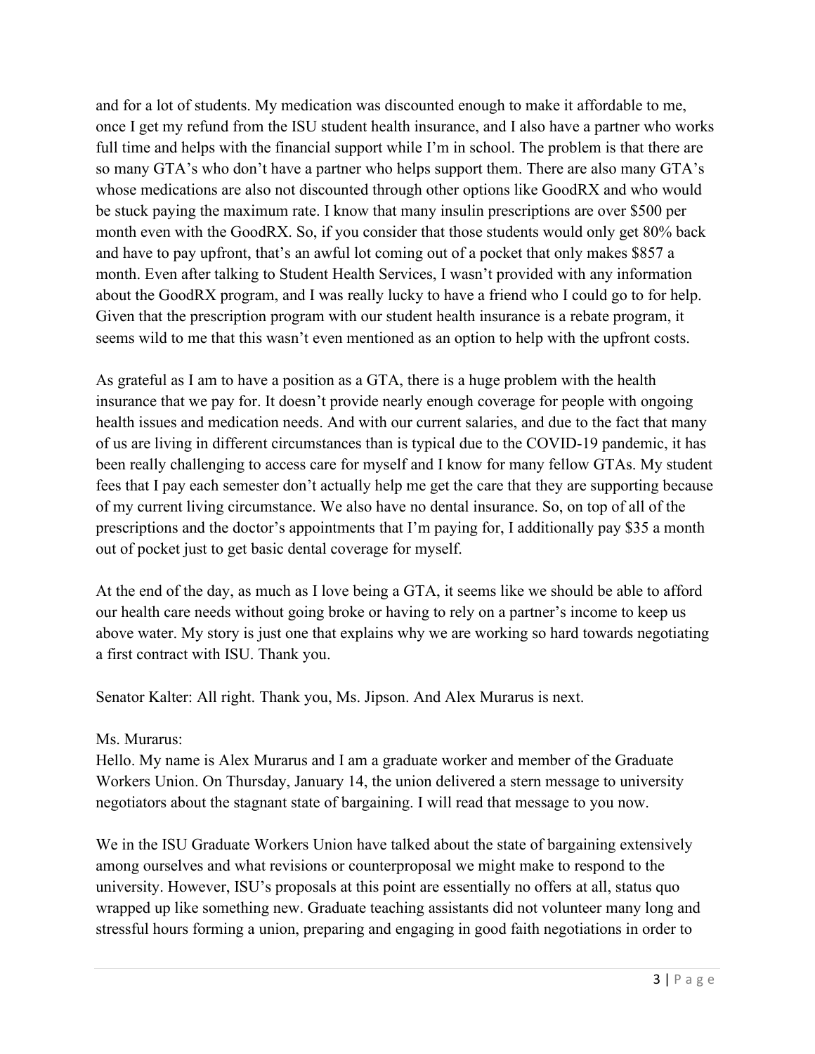and for a lot of students. My medication was discounted enough to make it affordable to me, once I get my refund from the ISU student health insurance, and I also have a partner who works full time and helps with the financial support while I'm in school. The problem is that there are so many GTA's who don't have a partner who helps support them. There are also many GTA's whose medications are also not discounted through other options like GoodRX and who would be stuck paying the maximum rate. I know that many insulin prescriptions are over $500 per month even with the GoodRX. So, if you consider that those students would only get 80% back and have to pay upfront, that's an awful lot coming out of a pocket that only makes $857 a month. Even after talking to Student Health Services, I wasn't provided with any information about the GoodRX program, and I was really lucky to have a friend who I could go to for help. Given that the prescription program with our student health insurance is a rebate program, it seems wild to me that this wasn't even mentioned as an option to help with the upfront costs.

As grateful as I am to have a position as a GTA, there is a huge problem with the health insurance that we pay for. It doesn't provide nearly enough coverage for people with ongoing health issues and medication needs. And with our current salaries, and due to the fact that many of us are living in different circumstances than is typical due to the COVID-19 pandemic, it has been really challenging to access care for myself and I know for many fellow GTAs. My student fees that I pay each semester don't actually help me get the care that they are supporting because of my current living circumstance. We also have no dental insurance. So, on top of all of the prescriptions and the doctor's appointments that I'm paying for, I additionally pay $35 a month out of pocket just to get basic dental coverage for myself.

At the end of the day, as much as I love being a GTA, it seems like we should be able to afford our health care needs without going broke or having to rely on a partner's income to keep us above water. My story is just one that explains why we are working so hard towards negotiating a first contract with ISU. Thank you.

Senator Kalter: All right. Thank you, Ms. Jipson. And Alex Murarus is next.

Ms. Murarus:
Hello. My name is Alex Murarus and I am a graduate worker and member of the Graduate Workers Union. On Thursday, January 14, the union delivered a stern message to university negotiators about the stagnant state of bargaining. I will read that message to you now.

We in the ISU Graduate Workers Union have talked about the state of bargaining extensively among ourselves and what revisions or counterproposal we might make to respond to the university. However, ISU's proposals at this point are essentially no offers at all, status quo wrapped up like something new. Graduate teaching assistants did not volunteer many long and stressful hours forming a union, preparing and engaging in good faith negotiations in order to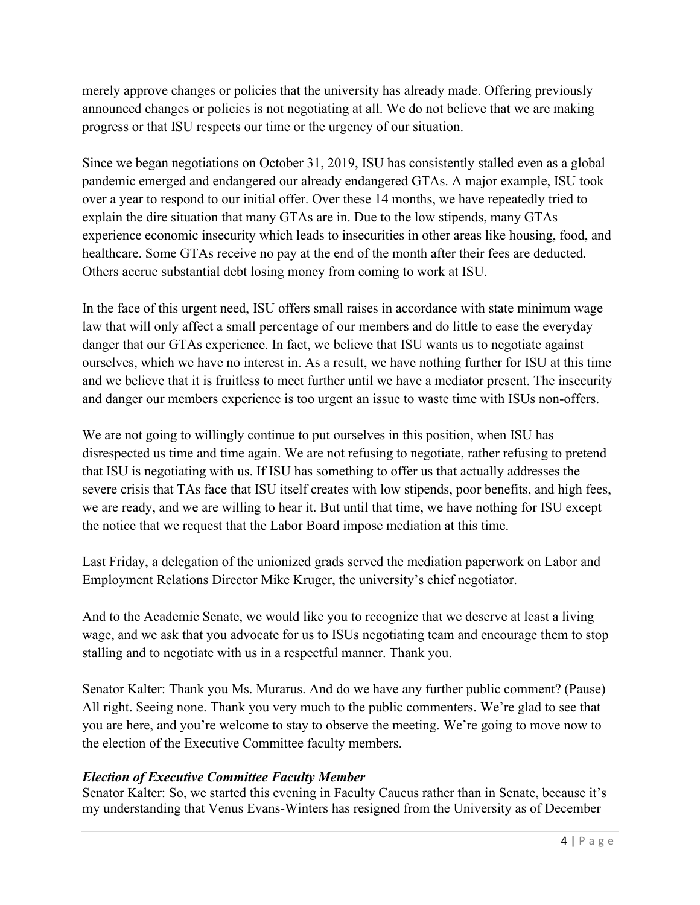merely approve changes or policies that the university has already made. Offering previously announced changes or policies is not negotiating at all. We do not believe that we are making progress or that ISU respects our time or the urgency of our situation.

Since we began negotiations on October 31, 2019, ISU has consistently stalled even as a global pandemic emerged and endangered our already endangered GTAs. A major example, ISU took over a year to respond to our initial offer. Over these 14 months, we have repeatedly tried to explain the dire situation that many GTAs are in. Due to the low stipends, many GTAs experience economic insecurity which leads to insecurities in other areas like housing, food, and healthcare. Some GTAs receive no pay at the end of the month after their fees are deducted. Others accrue substantial debt losing money from coming to work at ISU.

In the face of this urgent need, ISU offers small raises in accordance with state minimum wage law that will only affect a small percentage of our members and do little to ease the everyday danger that our GTAs experience. In fact, we believe that ISU wants us to negotiate against ourselves, which we have no interest in. As a result, we have nothing further for ISU at this time and we believe that it is fruitless to meet further until we have a mediator present. The insecurity and danger our members experience is too urgent an issue to waste time with ISUs non-offers.

We are not going to willingly continue to put ourselves in this position, when ISU has disrespected us time and time again. We are not refusing to negotiate, rather refusing to pretend that ISU is negotiating with us. If ISU has something to offer us that actually addresses the severe crisis that TAs face that ISU itself creates with low stipends, poor benefits, and high fees, we are ready, and we are willing to hear it. But until that time, we have nothing for ISU except the notice that we request that the Labor Board impose mediation at this time.

Last Friday, a delegation of the unionized grads served the mediation paperwork on Labor and Employment Relations Director Mike Kruger, the university's chief negotiator.

And to the Academic Senate, we would like you to recognize that we deserve at least a living wage, and we ask that you advocate for us to ISUs negotiating team and encourage them to stop stalling and to negotiate with us in a respectful manner. Thank you.

Senator Kalter: Thank you Ms. Murarus. And do we have any further public comment? (Pause) All right. Seeing none. Thank you very much to the public commenters. We're glad to see that you are here, and you're welcome to stay to observe the meeting. We're going to move now to the election of the Executive Committee faculty members.

***Election of Executive Committee Faculty Member***

Senator Kalter: So, we started this evening in Faculty Caucus rather than in Senate, because it's my understanding that Venus Evans-Winters has resigned from the University as of December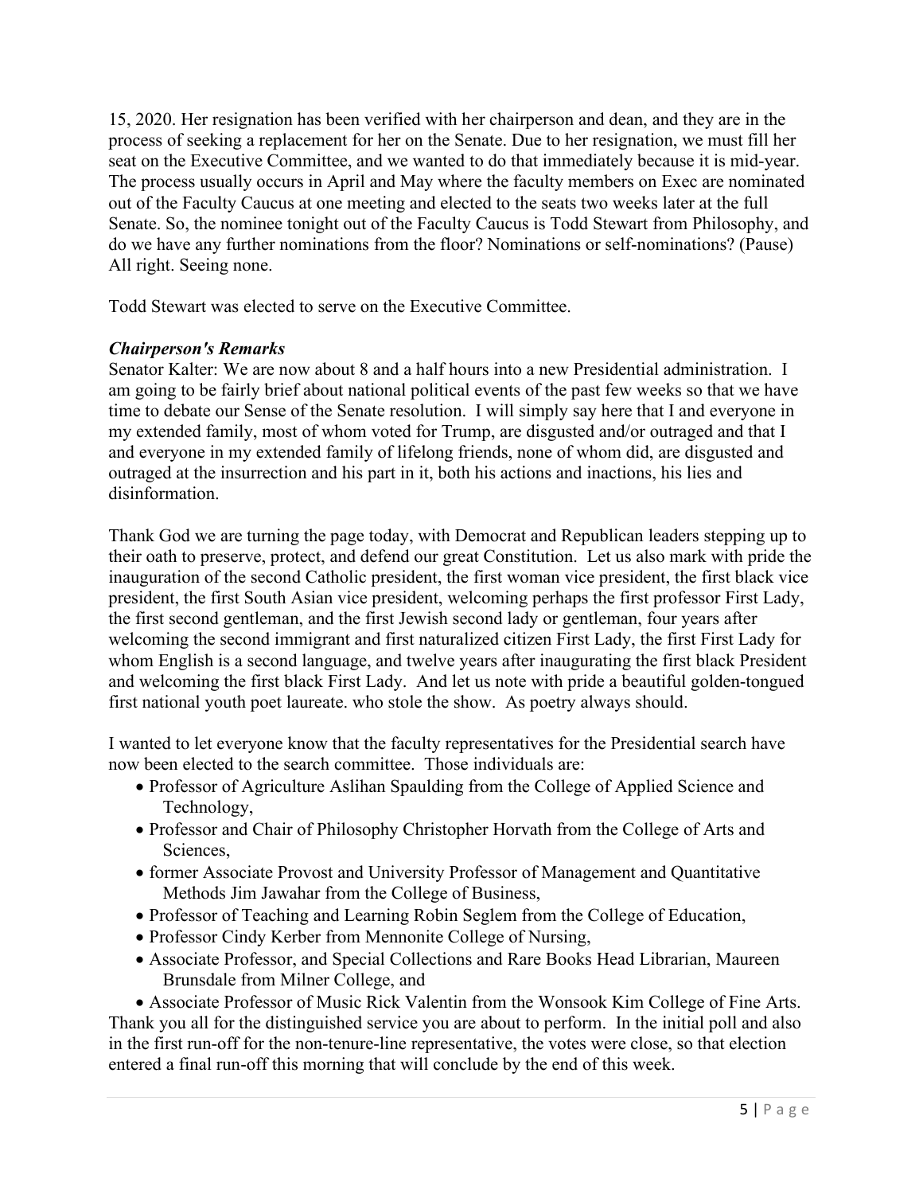15, 2020. Her resignation has been verified with her chairperson and dean, and they are in the process of seeking a replacement for her on the Senate. Due to her resignation, we must fill her seat on the Executive Committee, and we wanted to do that immediately because it is mid-year. The process usually occurs in April and May where the faculty members on Exec are nominated out of the Faculty Caucus at one meeting and elected to the seats two weeks later at the full Senate. So, the nominee tonight out of the Faculty Caucus is Todd Stewart from Philosophy, and do we have any further nominations from the floor? Nominations or self-nominations? (Pause) All right. Seeing none.

Todd Stewart was elected to serve on the Executive Committee.

***Chairperson's Remarks***

Senator Kalter: We are now about 8 and a half hours into a new Presidential administration. I am going to be fairly brief about national political events of the past few weeks so that we have time to debate our Sense of the Senate resolution. I will simply say here that I and everyone in my extended family, most of whom voted for Trump, are disgusted and/or outraged and that I and everyone in my extended family of lifelong friends, none of whom did, are disgusted and outraged at the insurrection and his part in it, both his actions and inactions, his lies and disinformation.

Thank God we are turning the page today, with Democrat and Republican leaders stepping up to their oath to preserve, protect, and defend our great Constitution. Let us also mark with pride the inauguration of the second Catholic president, the first woman vice president, the first black vice president, the first South Asian vice president, welcoming perhaps the first professor First Lady, the first second gentleman, and the first Jewish second lady or gentleman, four years after welcoming the second immigrant and first naturalized citizen First Lady, the first First Lady for whom English is a second language, and twelve years after inaugurating the first black President and welcoming the first black First Lady. And let us note with pride a beautiful golden-tongued first national youth poet laureate. who stole the show. As poetry always should.

I wanted to let everyone know that the faculty representatives for the Presidential search have now been elected to the search committee. Those individuals are:

- Professor of Agriculture Aslihan Spaulding from the College of Applied Science and Technology,
- Professor and Chair of Philosophy Christopher Horvath from the College of Arts and Sciences,
- former Associate Provost and University Professor of Management and Quantitative Methods Jim Jawahar from the College of Business,
- Professor of Teaching and Learning Robin Seglem from the College of Education,
- Professor Cindy Kerber from Mennonite College of Nursing,
- Associate Professor, and Special Collections and Rare Books Head Librarian, Maureen Brunsdale from Milner College, and
- Associate Professor of Music Rick Valentin from the Wonsook Kim College of Fine Arts.

Thank you all for the distinguished service you are about to perform. In the initial poll and also in the first run-off for the non-tenure-line representative, the votes were close, so that election entered a final run-off this morning that will conclude by the end of this week.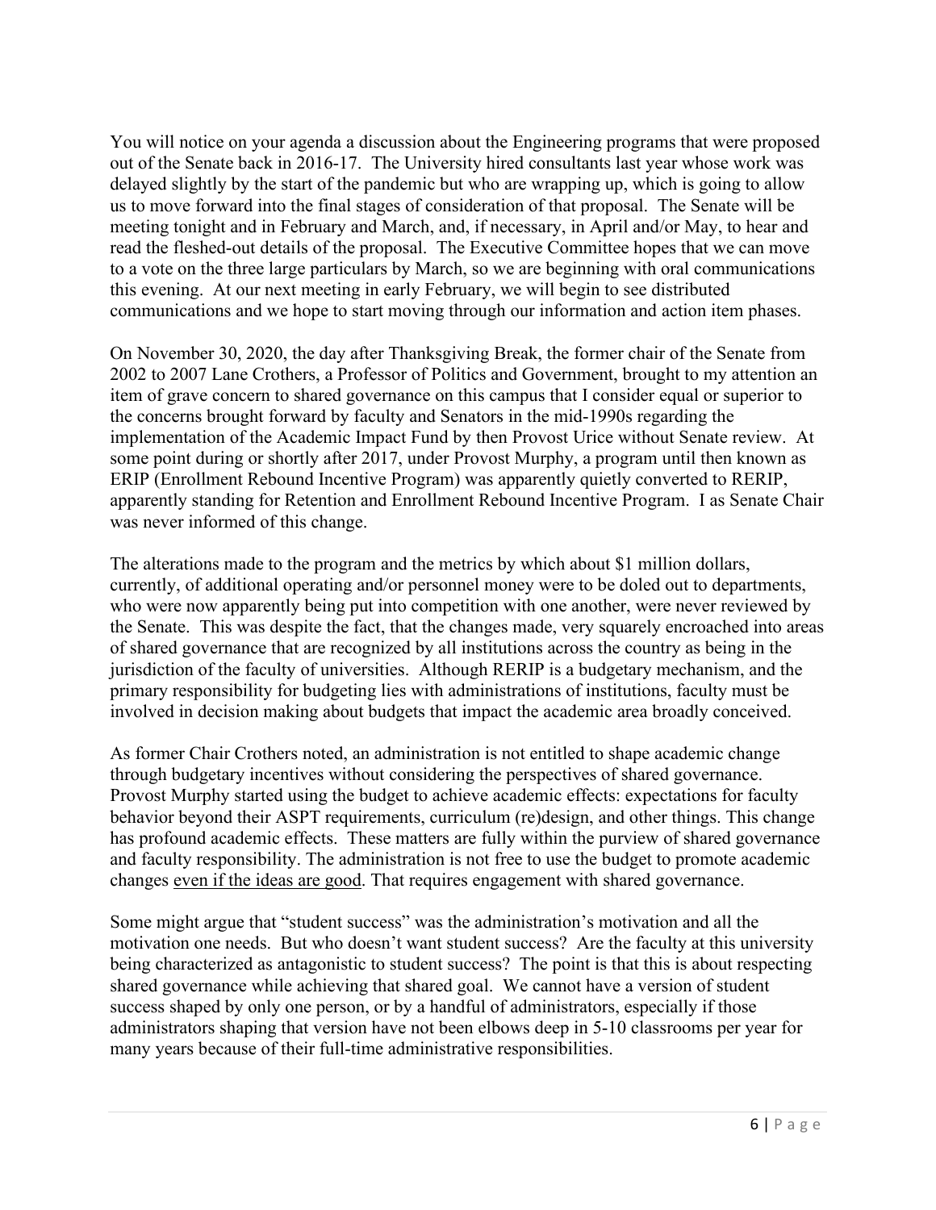You will notice on your agenda a discussion about the Engineering programs that were proposed out of the Senate back in 2016-17. The University hired consultants last year whose work was delayed slightly by the start of the pandemic but who are wrapping up, which is going to allow us to move forward into the final stages of consideration of that proposal. The Senate will be meeting tonight and in February and March, and, if necessary, in April and/or May, to hear and read the fleshed-out details of the proposal. The Executive Committee hopes that we can move to a vote on the three large particulars by March, so we are beginning with oral communications this evening. At our next meeting in early February, we will begin to see distributed communications and we hope to start moving through our information and action item phases.

On November 30, 2020, the day after Thanksgiving Break, the former chair of the Senate from 2002 to 2007 Lane Crothers, a Professor of Politics and Government, brought to my attention an item of grave concern to shared governance on this campus that I consider equal or superior to the concerns brought forward by faculty and Senators in the mid-1990s regarding the implementation of the Academic Impact Fund by then Provost Urice without Senate review. At some point during or shortly after 2017, under Provost Murphy, a program until then known as ERIP (Enrollment Rebound Incentive Program) was apparently quietly converted to RERIP, apparently standing for Retention and Enrollment Rebound Incentive Program. I as Senate Chair was never informed of this change.

The alterations made to the program and the metrics by which about $1 million dollars, currently, of additional operating and/or personnel money were to be doled out to departments, who were now apparently being put into competition with one another, were never reviewed by the Senate. This was despite the fact, that the changes made, very squarely encroached into areas of shared governance that are recognized by all institutions across the country as being in the jurisdiction of the faculty of universities. Although RERIP is a budgetary mechanism, and the primary responsibility for budgeting lies with administrations of institutions, faculty must be involved in decision making about budgets that impact the academic area broadly conceived.

As former Chair Crothers noted, an administration is not entitled to shape academic change through budgetary incentives without considering the perspectives of shared governance. Provost Murphy started using the budget to achieve academic effects: expectations for faculty behavior beyond their ASPT requirements, curriculum (re)design, and other things. This change has profound academic effects. These matters are fully within the purview of shared governance and faculty responsibility. The administration is not free to use the budget to promote academic changes <u>even if the ideas are good</u>. That requires engagement with shared governance.

Some might argue that "student success" was the administration's motivation and all the motivation one needs. But who doesn't want student success? Are the faculty at this university being characterized as antagonistic to student success? The point is that this is about respecting shared governance while achieving that shared goal. We cannot have a version of student success shaped by only one person, or by a handful of administrators, especially if those administrators shaping that version have not been elbows deep in 5-10 classrooms per year for many years because of their full-time administrative responsibilities.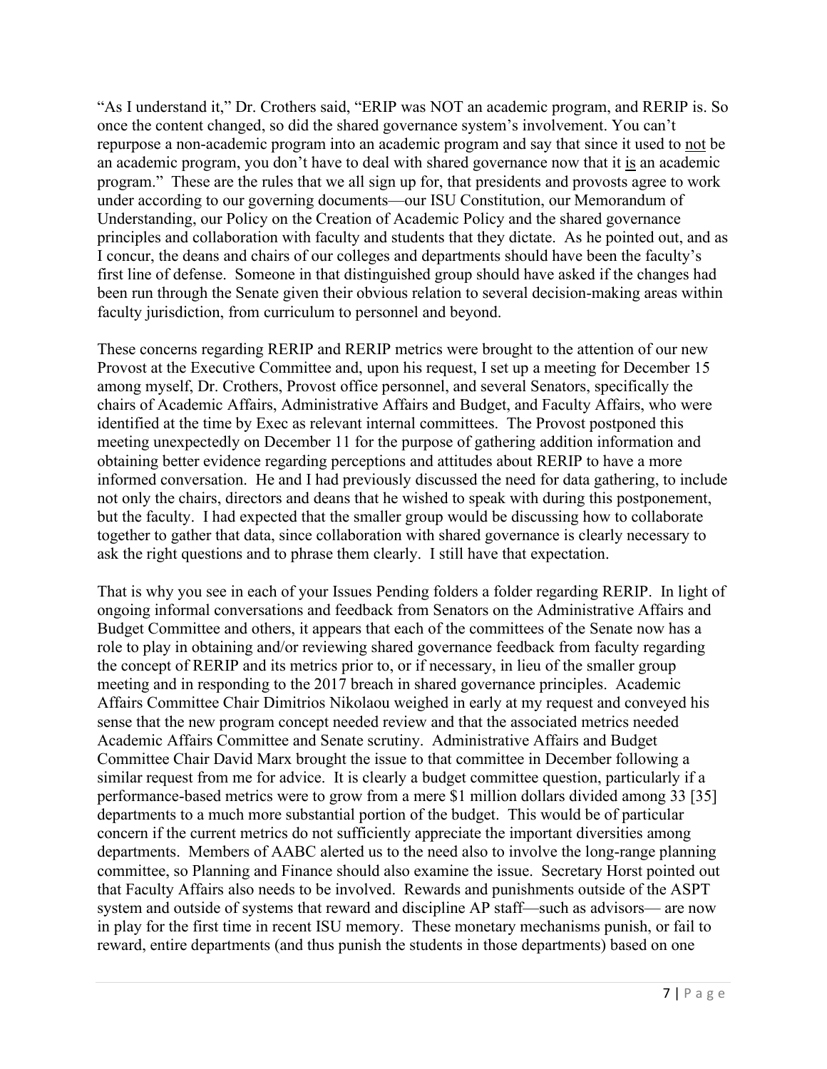"As I understand it," Dr. Crothers said, "ERIP was NOT an academic program, and RERIP is. So once the content changed, so did the shared governance system's involvement. You can't repurpose a non-academic program into an academic program and say that since it used to not be an academic program, you don't have to deal with shared governance now that it is an academic program." These are the rules that we all sign up for, that presidents and provosts agree to work under according to our governing documents—our ISU Constitution, our Memorandum of Understanding, our Policy on the Creation of Academic Policy and the shared governance principles and collaboration with faculty and students that they dictate. As he pointed out, and as I concur, the deans and chairs of our colleges and departments should have been the faculty's first line of defense. Someone in that distinguished group should have asked if the changes had been run through the Senate given their obvious relation to several decision-making areas within faculty jurisdiction, from curriculum to personnel and beyond.

These concerns regarding RERIP and RERIP metrics were brought to the attention of our new Provost at the Executive Committee and, upon his request, I set up a meeting for December 15 among myself, Dr. Crothers, Provost office personnel, and several Senators, specifically the chairs of Academic Affairs, Administrative Affairs and Budget, and Faculty Affairs, who were identified at the time by Exec as relevant internal committees. The Provost postponed this meeting unexpectedly on December 11 for the purpose of gathering addition information and obtaining better evidence regarding perceptions and attitudes about RERIP to have a more informed conversation. He and I had previously discussed the need for data gathering, to include not only the chairs, directors and deans that he wished to speak with during this postponement, but the faculty. I had expected that the smaller group would be discussing how to collaborate together to gather that data, since collaboration with shared governance is clearly necessary to ask the right questions and to phrase them clearly. I still have that expectation.

That is why you see in each of your Issues Pending folders a folder regarding RERIP. In light of ongoing informal conversations and feedback from Senators on the Administrative Affairs and Budget Committee and others, it appears that each of the committees of the Senate now has a role to play in obtaining and/or reviewing shared governance feedback from faculty regarding the concept of RERIP and its metrics prior to, or if necessary, in lieu of the smaller group meeting and in responding to the 2017 breach in shared governance principles. Academic Affairs Committee Chair Dimitrios Nikolaou weighed in early at my request and conveyed his sense that the new program concept needed review and that the associated metrics needed Academic Affairs Committee and Senate scrutiny. Administrative Affairs and Budget Committee Chair David Marx brought the issue to that committee in December following a similar request from me for advice. It is clearly a budget committee question, particularly if a performance-based metrics were to grow from a mere $1 million dollars divided among 33 [35] departments to a much more substantial portion of the budget. This would be of particular concern if the current metrics do not sufficiently appreciate the important diversities among departments. Members of AABC alerted us to the need also to involve the long-range planning committee, so Planning and Finance should also examine the issue. Secretary Horst pointed out that Faculty Affairs also needs to be involved. Rewards and punishments outside of the ASPT system and outside of systems that reward and discipline AP staff—such as advisors— are now in play for the first time in recent ISU memory. These monetary mechanisms punish, or fail to reward, entire departments (and thus punish the students in those departments) based on one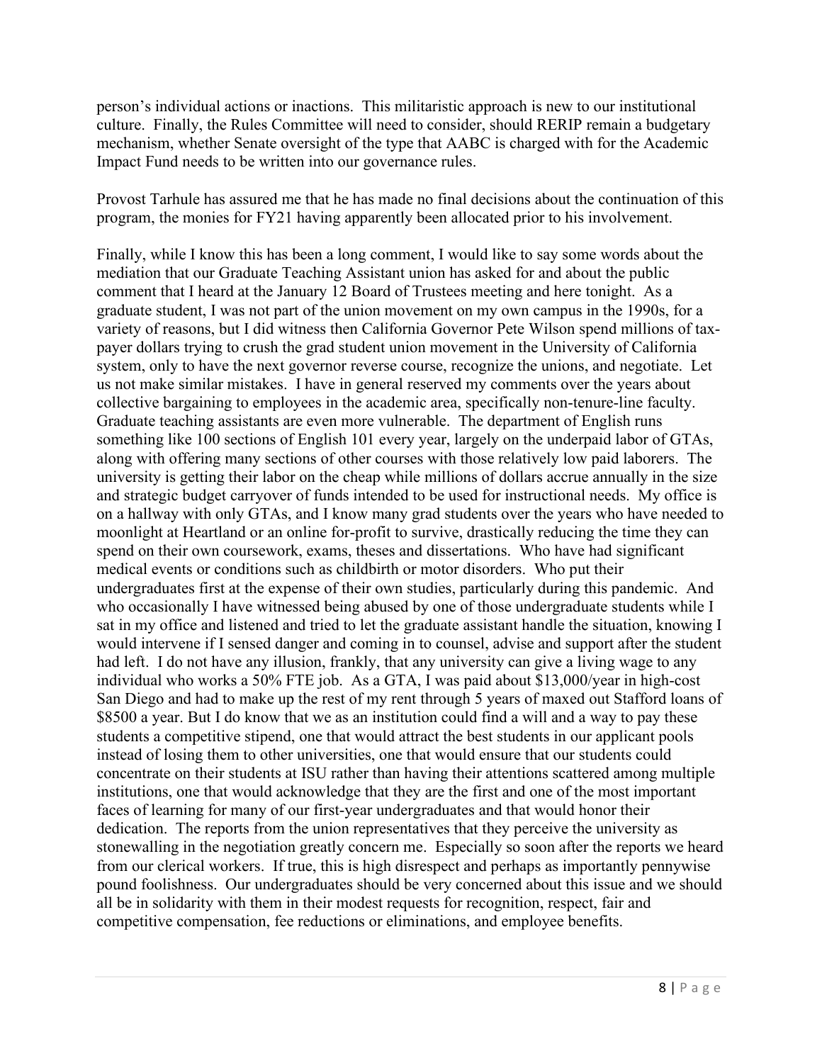person's individual actions or inactions. This militaristic approach is new to our institutional culture. Finally, the Rules Committee will need to consider, should RERIP remain a budgetary mechanism, whether Senate oversight of the type that AABC is charged with for the Academic Impact Fund needs to be written into our governance rules.

Provost Tarhule has assured me that he has made no final decisions about the continuation of this program, the monies for FY21 having apparently been allocated prior to his involvement.

Finally, while I know this has been a long comment, I would like to say some words about the mediation that our Graduate Teaching Assistant union has asked for and about the public comment that I heard at the January 12 Board of Trustees meeting and here tonight. As a graduate student, I was not part of the union movement on my own campus in the 1990s, for a variety of reasons, but I did witness then California Governor Pete Wilson spend millions of tax-payer dollars trying to crush the grad student union movement in the University of California system, only to have the next governor reverse course, recognize the unions, and negotiate. Let us not make similar mistakes. I have in general reserved my comments over the years about collective bargaining to employees in the academic area, specifically non-tenure-line faculty. Graduate teaching assistants are even more vulnerable. The department of English runs something like 100 sections of English 101 every year, largely on the underpaid labor of GTAs, along with offering many sections of other courses with those relatively low paid laborers. The university is getting their labor on the cheap while millions of dollars accrue annually in the size and strategic budget carryover of funds intended to be used for instructional needs. My office is on a hallway with only GTAs, and I know many grad students over the years who have needed to moonlight at Heartland or an online for-profit to survive, drastically reducing the time they can spend on their own coursework, exams, theses and dissertations. Who have had significant medical events or conditions such as childbirth or motor disorders. Who put their undergraduates first at the expense of their own studies, particularly during this pandemic. And who occasionally I have witnessed being abused by one of those undergraduate students while I sat in my office and listened and tried to let the graduate assistant handle the situation, knowing I would intervene if I sensed danger and coming in to counsel, advise and support after the student had left. I do not have any illusion, frankly, that any university can give a living wage to any individual who works a 50% FTE job. As a GTA, I was paid about $13,000/year in high-cost San Diego and had to make up the rest of my rent through 5 years of maxed out Stafford loans of $8500 a year. But I do know that we as an institution could find a will and a way to pay these students a competitive stipend, one that would attract the best students in our applicant pools instead of losing them to other universities, one that would ensure that our students could concentrate on their students at ISU rather than having their attentions scattered among multiple institutions, one that would acknowledge that they are the first and one of the most important faces of learning for many of our first-year undergraduates and that would honor their dedication. The reports from the union representatives that they perceive the university as stonewalling in the negotiation greatly concern me. Especially so soon after the reports we heard from our clerical workers. If true, this is high disrespect and perhaps as importantly pennywise pound foolishness. Our undergraduates should be very concerned about this issue and we should all be in solidarity with them in their modest requests for recognition, respect, fair and competitive compensation, fee reductions or eliminations, and employee benefits.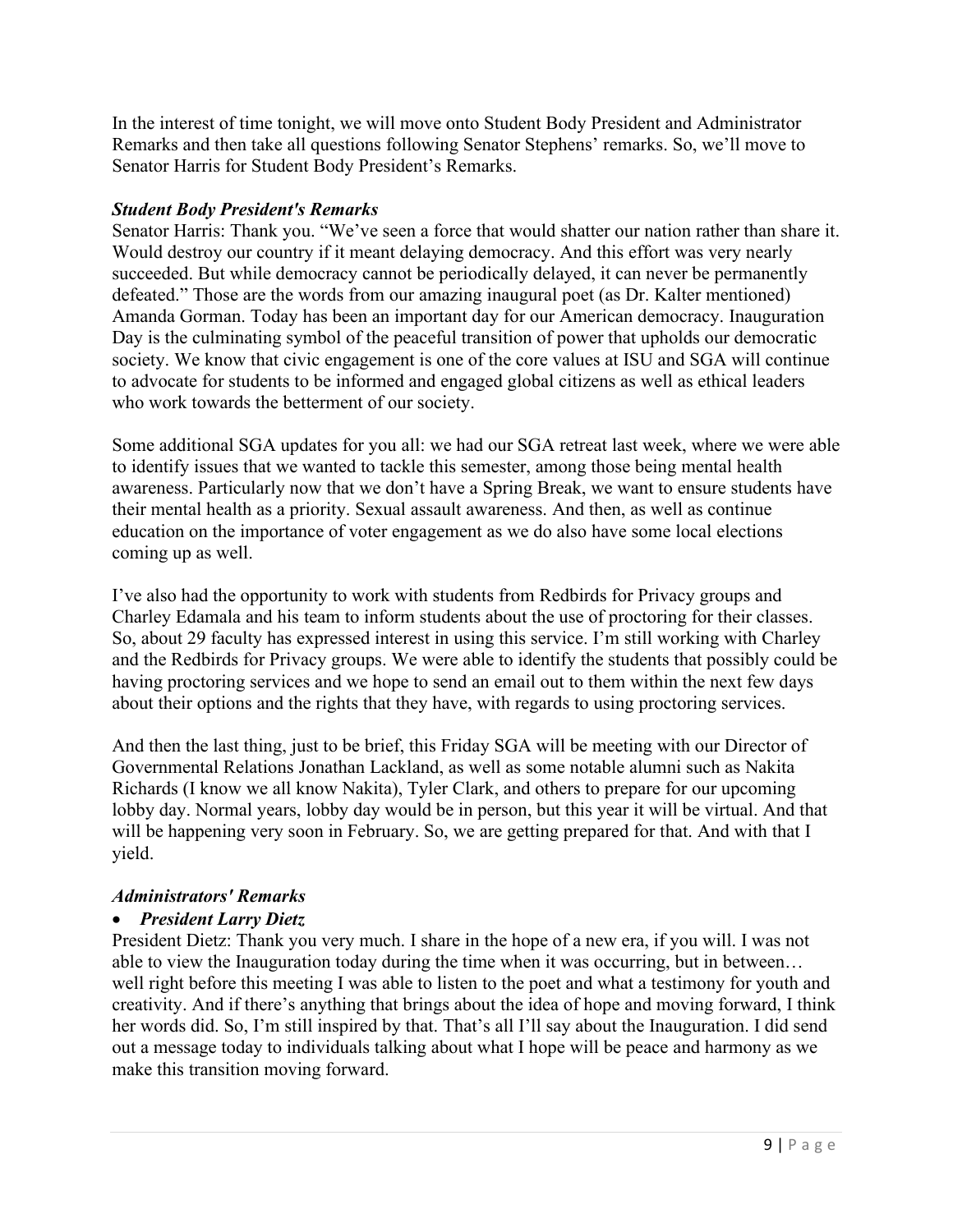In the interest of time tonight, we will move onto Student Body President and Administrator Remarks and then take all questions following Senator Stephens' remarks. So, we'll move to Senator Harris for Student Body President's Remarks.

***Student Body President's Remarks***

Senator Harris: Thank you. "We've seen a force that would shatter our nation rather than share it. Would destroy our country if it meant delaying democracy. And this effort was very nearly succeeded. But while democracy cannot be periodically delayed, it can never be permanently defeated." Those are the words from our amazing inaugural poet (as Dr. Kalter mentioned) Amanda Gorman. Today has been an important day for our American democracy. Inauguration Day is the culminating symbol of the peaceful transition of power that upholds our democratic society. We know that civic engagement is one of the core values at ISU and SGA will continue to advocate for students to be informed and engaged global citizens as well as ethical leaders who work towards the betterment of our society.

Some additional SGA updates for you all: we had our SGA retreat last week, where we were able to identify issues that we wanted to tackle this semester, among those being mental health awareness. Particularly now that we don't have a Spring Break, we want to ensure students have their mental health as a priority. Sexual assault awareness. And then, as well as continue education on the importance of voter engagement as we do also have some local elections coming up as well.

I've also had the opportunity to work with students from Redbirds for Privacy groups and Charley Edamala and his team to inform students about the use of proctoring for their classes. So, about 29 faculty has expressed interest in using this service. I'm still working with Charley and the Redbirds for Privacy groups. We were able to identify the students that possibly could be having proctoring services and we hope to send an email out to them within the next few days about their options and the rights that they have, with regards to using proctoring services.

And then the last thing, just to be brief, this Friday SGA will be meeting with our Director of Governmental Relations Jonathan Lackland, as well as some notable alumni such as Nakita Richards (I know we all know Nakita), Tyler Clark, and others to prepare for our upcoming lobby day. Normal years, lobby day would be in person, but this year it will be virtual. And that will be happening very soon in February. So, we are getting prepared for that. And with that I yield.

***Administrators' Remarks***

- ***President Larry Dietz***

President Dietz: Thank you very much. I share in the hope of a new era, if you will. I was not able to view the Inauguration today during the time when it was occurring, but in between… well right before this meeting I was able to listen to the poet and what a testimony for youth and creativity. And if there's anything that brings about the idea of hope and moving forward, I think her words did. So, I'm still inspired by that. That's all I'll say about the Inauguration. I did send out a message today to individuals talking about what I hope will be peace and harmony as we make this transition moving forward.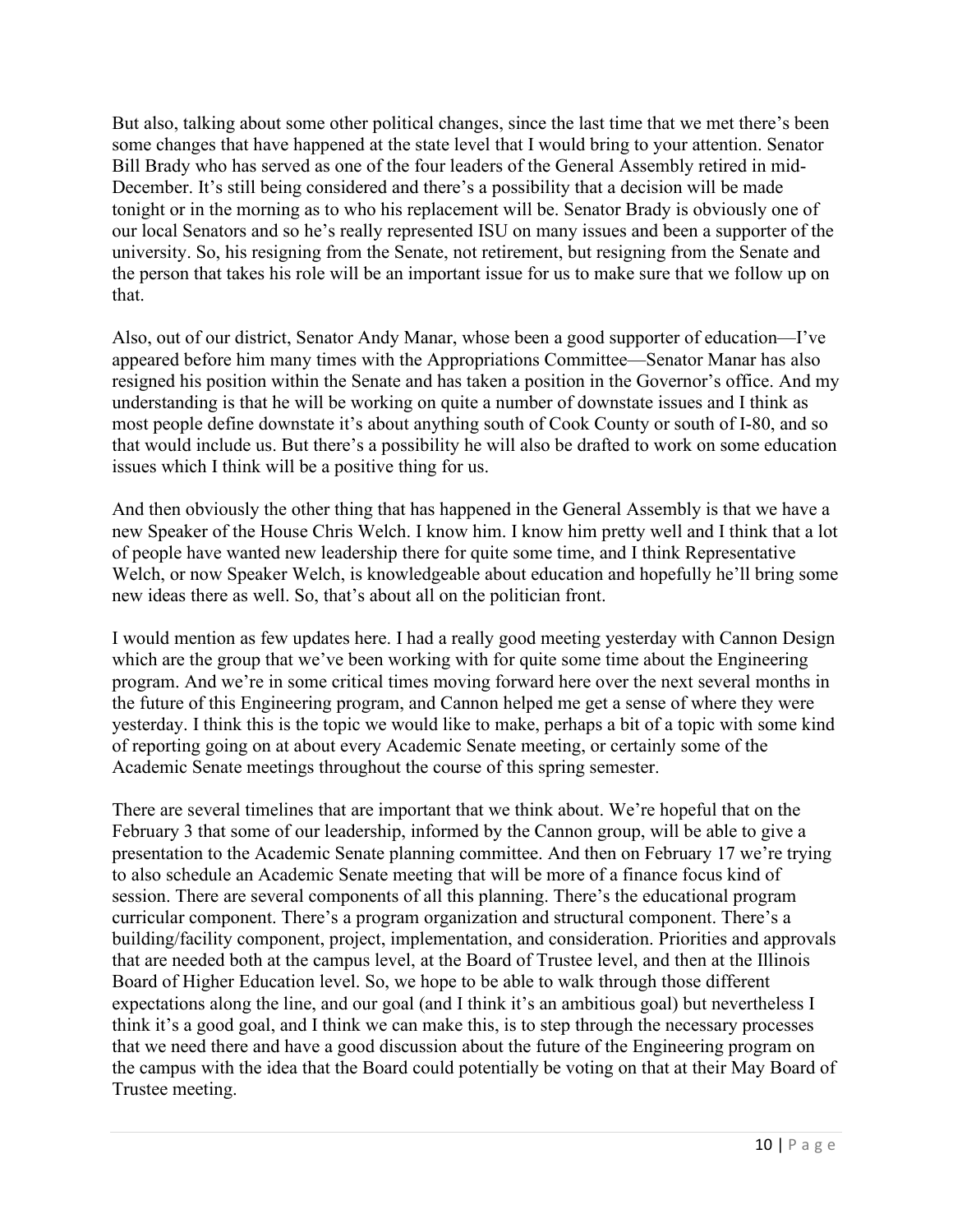But also, talking about some other political changes, since the last time that we met there's been some changes that have happened at the state level that I would bring to your attention. Senator Bill Brady who has served as one of the four leaders of the General Assembly retired in mid-December. It's still being considered and there's a possibility that a decision will be made tonight or in the morning as to who his replacement will be. Senator Brady is obviously one of our local Senators and so he's really represented ISU on many issues and been a supporter of the university. So, his resigning from the Senate, not retirement, but resigning from the Senate and the person that takes his role will be an important issue for us to make sure that we follow up on that.

Also, out of our district, Senator Andy Manar, whose been a good supporter of education—I've appeared before him many times with the Appropriations Committee—Senator Manar has also resigned his position within the Senate and has taken a position in the Governor's office. And my understanding is that he will be working on quite a number of downstate issues and I think as most people define downstate it's about anything south of Cook County or south of I-80, and so that would include us. But there's a possibility he will also be drafted to work on some education issues which I think will be a positive thing for us.

And then obviously the other thing that has happened in the General Assembly is that we have a new Speaker of the House Chris Welch. I know him. I know him pretty well and I think that a lot of people have wanted new leadership there for quite some time, and I think Representative Welch, or now Speaker Welch, is knowledgeable about education and hopefully he'll bring some new ideas there as well. So, that's about all on the politician front.

I would mention as few updates here. I had a really good meeting yesterday with Cannon Design which are the group that we've been working with for quite some time about the Engineering program. And we're in some critical times moving forward here over the next several months in the future of this Engineering program, and Cannon helped me get a sense of where they were yesterday. I think this is the topic we would like to make, perhaps a bit of a topic with some kind of reporting going on at about every Academic Senate meeting, or certainly some of the Academic Senate meetings throughout the course of this spring semester.

There are several timelines that are important that we think about. We're hopeful that on the February 3 that some of our leadership, informed by the Cannon group, will be able to give a presentation to the Academic Senate planning committee. And then on February 17 we're trying to also schedule an Academic Senate meeting that will be more of a finance focus kind of session. There are several components of all this planning. There's the educational program curricular component. There's a program organization and structural component. There's a building/facility component, project, implementation, and consideration. Priorities and approvals that are needed both at the campus level, at the Board of Trustee level, and then at the Illinois Board of Higher Education level. So, we hope to be able to walk through those different expectations along the line, and our goal (and I think it's an ambitious goal) but nevertheless I think it's a good goal, and I think we can make this, is to step through the necessary processes that we need there and have a good discussion about the future of the Engineering program on the campus with the idea that the Board could potentially be voting on that at their May Board of Trustee meeting.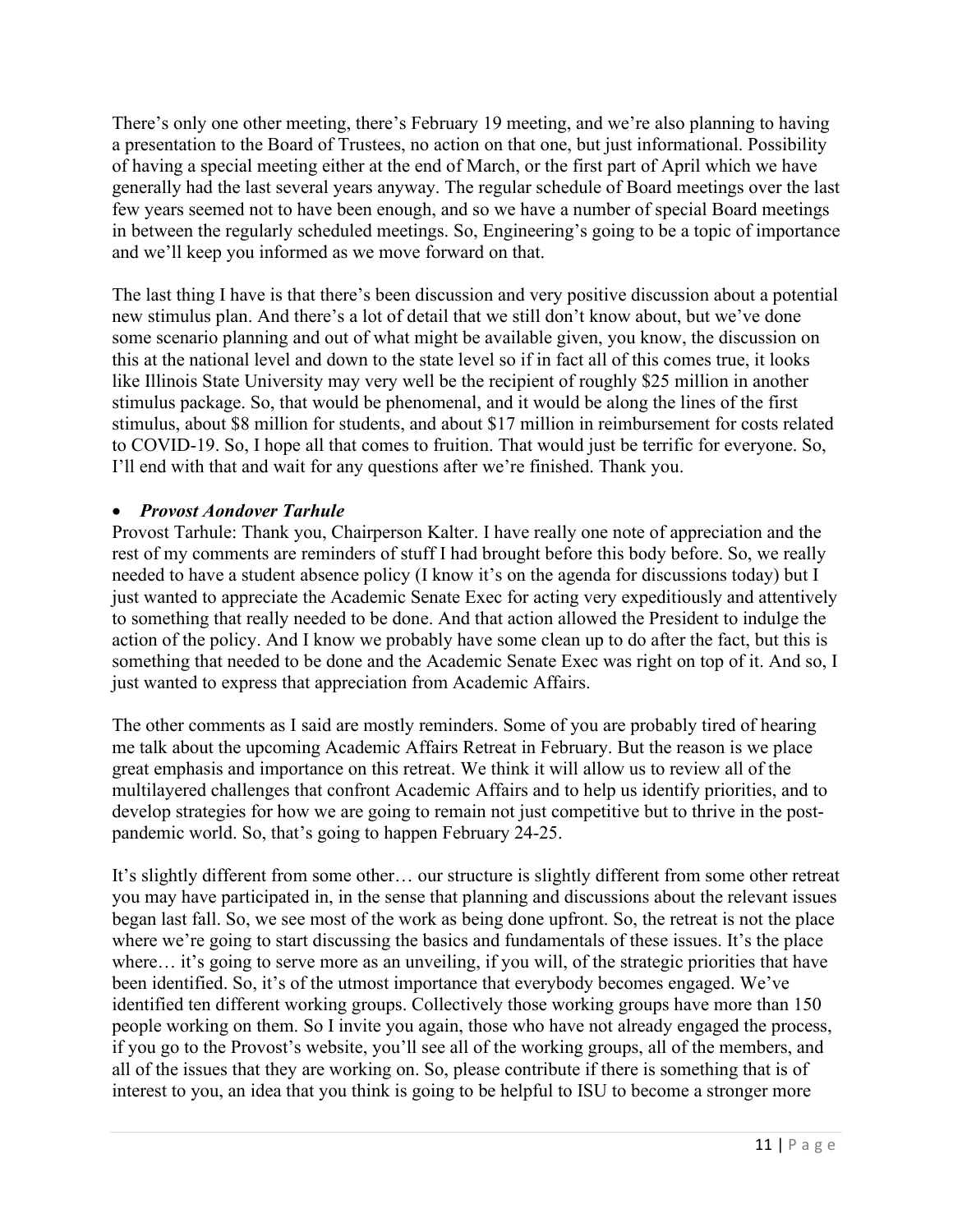There's only one other meeting, there's February 19 meeting, and we're also planning to having a presentation to the Board of Trustees, no action on that one, but just informational. Possibility of having a special meeting either at the end of March, or the first part of April which we have generally had the last several years anyway. The regular schedule of Board meetings over the last few years seemed not to have been enough, and so we have a number of special Board meetings in between the regularly scheduled meetings. So, Engineering's going to be a topic of importance and we'll keep you informed as we move forward on that.

The last thing I have is that there's been discussion and very positive discussion about a potential new stimulus plan. And there's a lot of detail that we still don't know about, but we've done some scenario planning and out of what might be available given, you know, the discussion on this at the national level and down to the state level so if in fact all of this comes true, it looks like Illinois State University may very well be the recipient of roughly $25 million in another stimulus package. So, that would be phenomenal, and it would be along the lines of the first stimulus, about $8 million for students, and about $17 million in reimbursement for costs related to COVID-19. So, I hope all that comes to fruition. That would just be terrific for everyone. So, I'll end with that and wait for any questions after we're finished. Thank you.

- ***Provost Aondover Tarhule***

Provost Tarhule: Thank you, Chairperson Kalter. I have really one note of appreciation and the rest of my comments are reminders of stuff I had brought before this body before. So, we really needed to have a student absence policy (I know it's on the agenda for discussions today) but I just wanted to appreciate the Academic Senate Exec for acting very expeditiously and attentively to something that really needed to be done. And that action allowed the President to indulge the action of the policy. And I know we probably have some clean up to do after the fact, but this is something that needed to be done and the Academic Senate Exec was right on top of it. And so, I just wanted to express that appreciation from Academic Affairs.

The other comments as I said are mostly reminders. Some of you are probably tired of hearing me talk about the upcoming Academic Affairs Retreat in February. But the reason is we place great emphasis and importance on this retreat. We think it will allow us to review all of the multilayered challenges that confront Academic Affairs and to help us identify priorities, and to develop strategies for how we are going to remain not just competitive but to thrive in the post-pandemic world. So, that's going to happen February 24-25.

It's slightly different from some other… our structure is slightly different from some other retreat you may have participated in, in the sense that planning and discussions about the relevant issues began last fall. So, we see most of the work as being done upfront. So, the retreat is not the place where we're going to start discussing the basics and fundamentals of these issues. It's the place where… it's going to serve more as an unveiling, if you will, of the strategic priorities that have been identified. So, it's of the utmost importance that everybody becomes engaged. We've identified ten different working groups. Collectively those working groups have more than 150 people working on them. So I invite you again, those who have not already engaged the process, if you go to the Provost's website, you'll see all of the working groups, all of the members, and all of the issues that they are working on. So, please contribute if there is something that is of interest to you, an idea that you think is going to be helpful to ISU to become a stronger more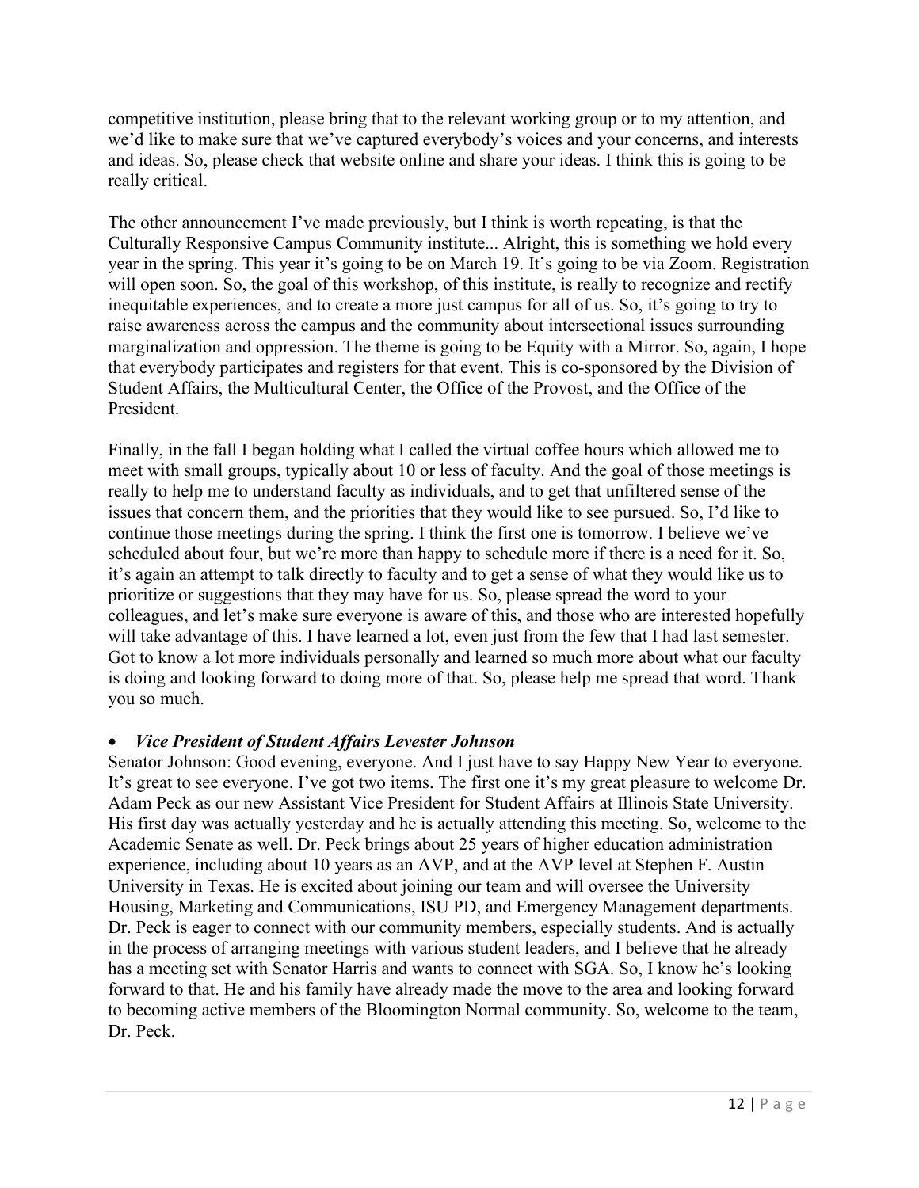competitive institution, please bring that to the relevant working group or to my attention, and we'd like to make sure that we've captured everybody's voices and your concerns, and interests and ideas. So, please check that website online and share your ideas. I think this is going to be really critical.

The other announcement I've made previously, but I think is worth repeating, is that the Culturally Responsive Campus Community institute... Alright, this is something we hold every year in the spring. This year it's going to be on March 19. It's going to be via Zoom. Registration will open soon. So, the goal of this workshop, of this institute, is really to recognize and rectify inequitable experiences, and to create a more just campus for all of us. So, it's going to try to raise awareness across the campus and the community about intersectional issues surrounding marginalization and oppression. The theme is going to be Equity with a Mirror. So, again, I hope that everybody participates and registers for that event. This is co-sponsored by the Division of Student Affairs, the Multicultural Center, the Office of the Provost, and the Office of the President.

Finally, in the fall I began holding what I called the virtual coffee hours which allowed me to meet with small groups, typically about 10 or less of faculty. And the goal of those meetings is really to help me to understand faculty as individuals, and to get that unfiltered sense of the issues that concern them, and the priorities that they would like to see pursued. So, I'd like to continue those meetings during the spring. I think the first one is tomorrow. I believe we've scheduled about four, but we're more than happy to schedule more if there is a need for it. So, it's again an attempt to talk directly to faculty and to get a sense of what they would like us to prioritize or suggestions that they may have for us. So, please spread the word to your colleagues, and let's make sure everyone is aware of this, and those who are interested hopefully will take advantage of this. I have learned a lot, even just from the few that I had last semester. Got to know a lot more individuals personally and learned so much more about what our faculty is doing and looking forward to doing more of that. So, please help me spread that word. Thank you so much.

- ***Vice President of Student Affairs Levester Johnson***

Senator Johnson: Good evening, everyone. And I just have to say Happy New Year to everyone. It's great to see everyone. I've got two items. The first one it's my great pleasure to welcome Dr. Adam Peck as our new Assistant Vice President for Student Affairs at Illinois State University. His first day was actually yesterday and he is actually attending this meeting. So, welcome to the Academic Senate as well. Dr. Peck brings about 25 years of higher education administration experience, including about 10 years as an AVP, and at the AVP level at Stephen F. Austin University in Texas. He is excited about joining our team and will oversee the University Housing, Marketing and Communications, ISU PD, and Emergency Management departments. Dr. Peck is eager to connect with our community members, especially students. And is actually in the process of arranging meetings with various student leaders, and I believe that he already has a meeting set with Senator Harris and wants to connect with SGA. So, I know he's looking forward to that. He and his family have already made the move to the area and looking forward to becoming active members of the Bloomington Normal community. So, welcome to the team, Dr. Peck.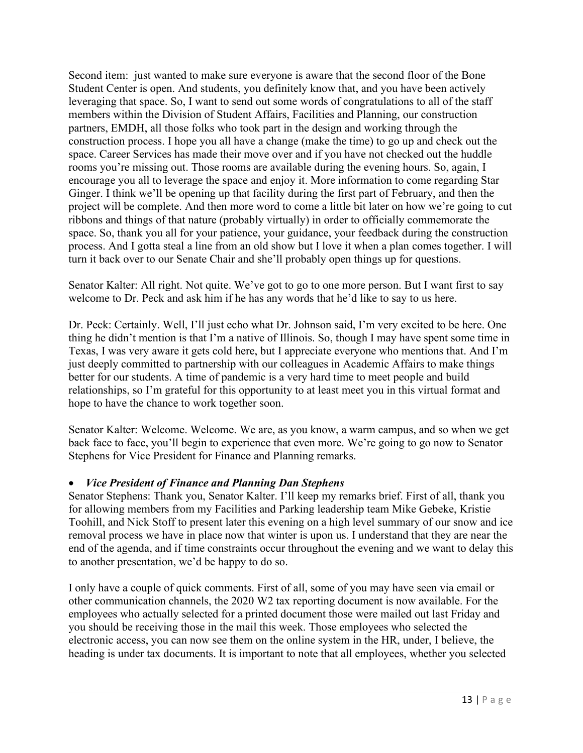Second item: just wanted to make sure everyone is aware that the second floor of the Bone Student Center is open. And students, you definitely know that, and you have been actively leveraging that space. So, I want to send out some words of congratulations to all of the staff members within the Division of Student Affairs, Facilities and Planning, our construction partners, EMDH, all those folks who took part in the design and working through the construction process. I hope you all have a change (make the time) to go up and check out the space. Career Services has made their move over and if you have not checked out the huddle rooms you're missing out. Those rooms are available during the evening hours. So, again, I encourage you all to leverage the space and enjoy it. More information to come regarding Star Ginger. I think we'll be opening up that facility during the first part of February, and then the project will be complete. And then more word to come a little bit later on how we're going to cut ribbons and things of that nature (probably virtually) in order to officially commemorate the space. So, thank you all for your patience, your guidance, your feedback during the construction process. And I gotta steal a line from an old show but I love it when a plan comes together. I will turn it back over to our Senate Chair and she'll probably open things up for questions.

Senator Kalter: All right. Not quite. We've got to go to one more person. But I want first to say welcome to Dr. Peck and ask him if he has any words that he'd like to say to us here.

Dr. Peck: Certainly. Well, I'll just echo what Dr. Johnson said, I'm very excited to be here. One thing he didn't mention is that I'm a native of Illinois. So, though I may have spent some time in Texas, I was very aware it gets cold here, but I appreciate everyone who mentions that. And I'm just deeply committed to partnership with our colleagues in Academic Affairs to make things better for our students. A time of pandemic is a very hard time to meet people and build relationships, so I'm grateful for this opportunity to at least meet you in this virtual format and hope to have the chance to work together soon.

Senator Kalter: Welcome. Welcome. We are, as you know, a warm campus, and so when we get back face to face, you'll begin to experience that even more. We're going to go now to Senator Stephens for Vice President for Finance and Planning remarks.

- ***Vice President of Finance and Planning Dan Stephens***

Senator Stephens: Thank you, Senator Kalter. I'll keep my remarks brief. First of all, thank you for allowing members from my Facilities and Parking leadership team Mike Gebeke, Kristie Toohill, and Nick Stoff to present later this evening on a high level summary of our snow and ice removal process we have in place now that winter is upon us. I understand that they are near the end of the agenda, and if time constraints occur throughout the evening and we want to delay this to another presentation, we'd be happy to do so.

I only have a couple of quick comments. First of all, some of you may have seen via email or other communication channels, the 2020 W2 tax reporting document is now available. For the employees who actually selected for a printed document those were mailed out last Friday and you should be receiving those in the mail this week. Those employees who selected the electronic access, you can now see them on the online system in the HR, under, I believe, the heading is under tax documents. It is important to note that all employees, whether you selected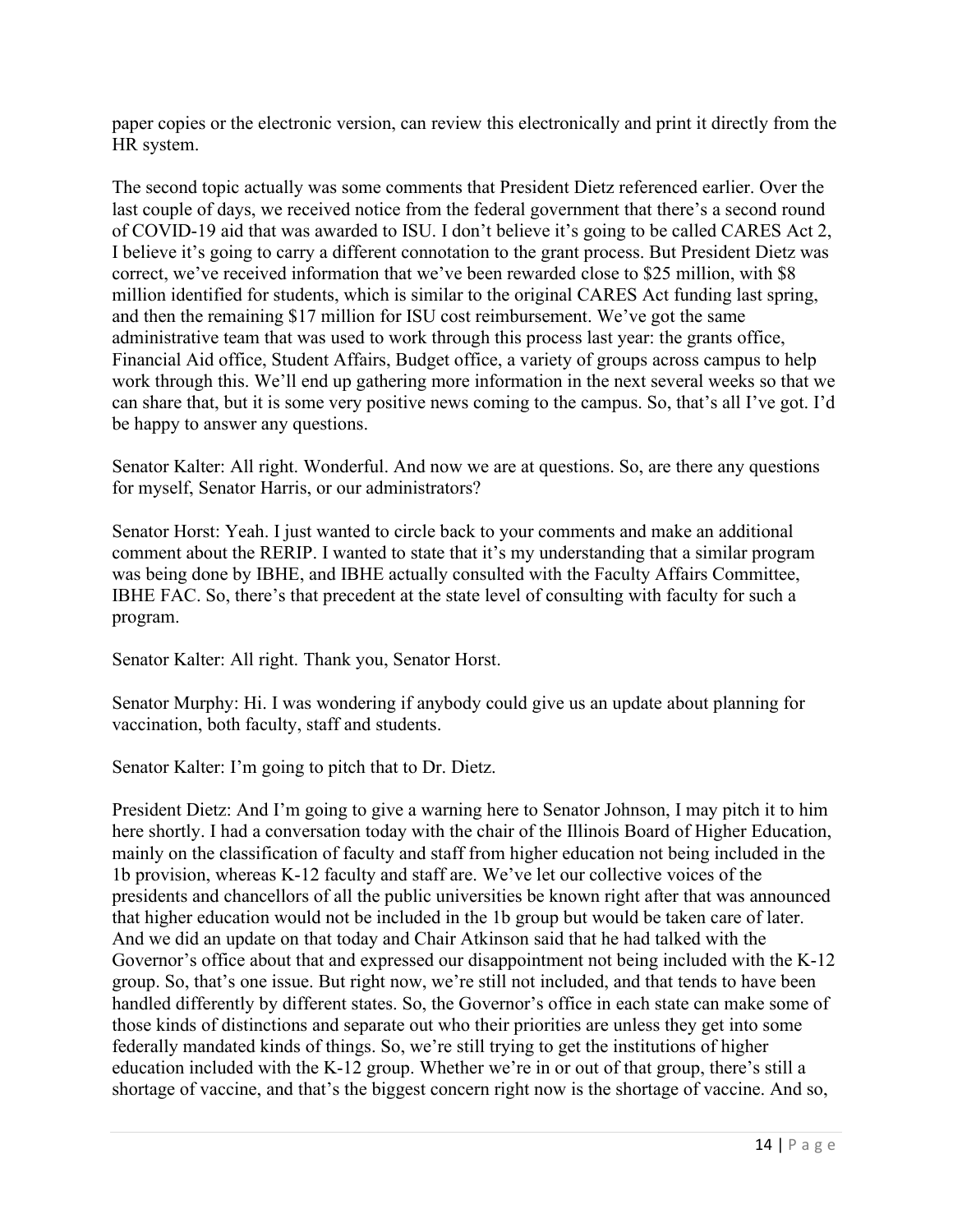paper copies or the electronic version, can review this electronically and print it directly from the HR system.

The second topic actually was some comments that President Dietz referenced earlier. Over the last couple of days, we received notice from the federal government that there's a second round of COVID-19 aid that was awarded to ISU. I don't believe it's going to be called CARES Act 2, I believe it's going to carry a different connotation to the grant process. But President Dietz was correct, we've received information that we've been rewarded close to $25 million, with $8 million identified for students, which is similar to the original CARES Act funding last spring, and then the remaining $17 million for ISU cost reimbursement. We've got the same administrative team that was used to work through this process last year: the grants office, Financial Aid office, Student Affairs, Budget office, a variety of groups across campus to help work through this. We'll end up gathering more information in the next several weeks so that we can share that, but it is some very positive news coming to the campus. So, that's all I've got. I'd be happy to answer any questions.

Senator Kalter: All right. Wonderful. And now we are at questions. So, are there any questions for myself, Senator Harris, or our administrators?

Senator Horst: Yeah. I just wanted to circle back to your comments and make an additional comment about the RERIP. I wanted to state that it's my understanding that a similar program was being done by IBHE, and IBHE actually consulted with the Faculty Affairs Committee, IBHE FAC. So, there's that precedent at the state level of consulting with faculty for such a program.

Senator Kalter: All right. Thank you, Senator Horst.

Senator Murphy: Hi. I was wondering if anybody could give us an update about planning for vaccination, both faculty, staff and students.

Senator Kalter: I'm going to pitch that to Dr. Dietz.

President Dietz: And I'm going to give a warning here to Senator Johnson, I may pitch it to him here shortly. I had a conversation today with the chair of the Illinois Board of Higher Education, mainly on the classification of faculty and staff from higher education not being included in the 1b provision, whereas K-12 faculty and staff are. We've let our collective voices of the presidents and chancellors of all the public universities be known right after that was announced that higher education would not be included in the 1b group but would be taken care of later. And we did an update on that today and Chair Atkinson said that he had talked with the Governor's office about that and expressed our disappointment not being included with the K-12 group. So, that's one issue. But right now, we're still not included, and that tends to have been handled differently by different states. So, the Governor's office in each state can make some of those kinds of distinctions and separate out who their priorities are unless they get into some federally mandated kinds of things. So, we're still trying to get the institutions of higher education included with the K-12 group. Whether we're in or out of that group, there's still a shortage of vaccine, and that's the biggest concern right now is the shortage of vaccine. And so,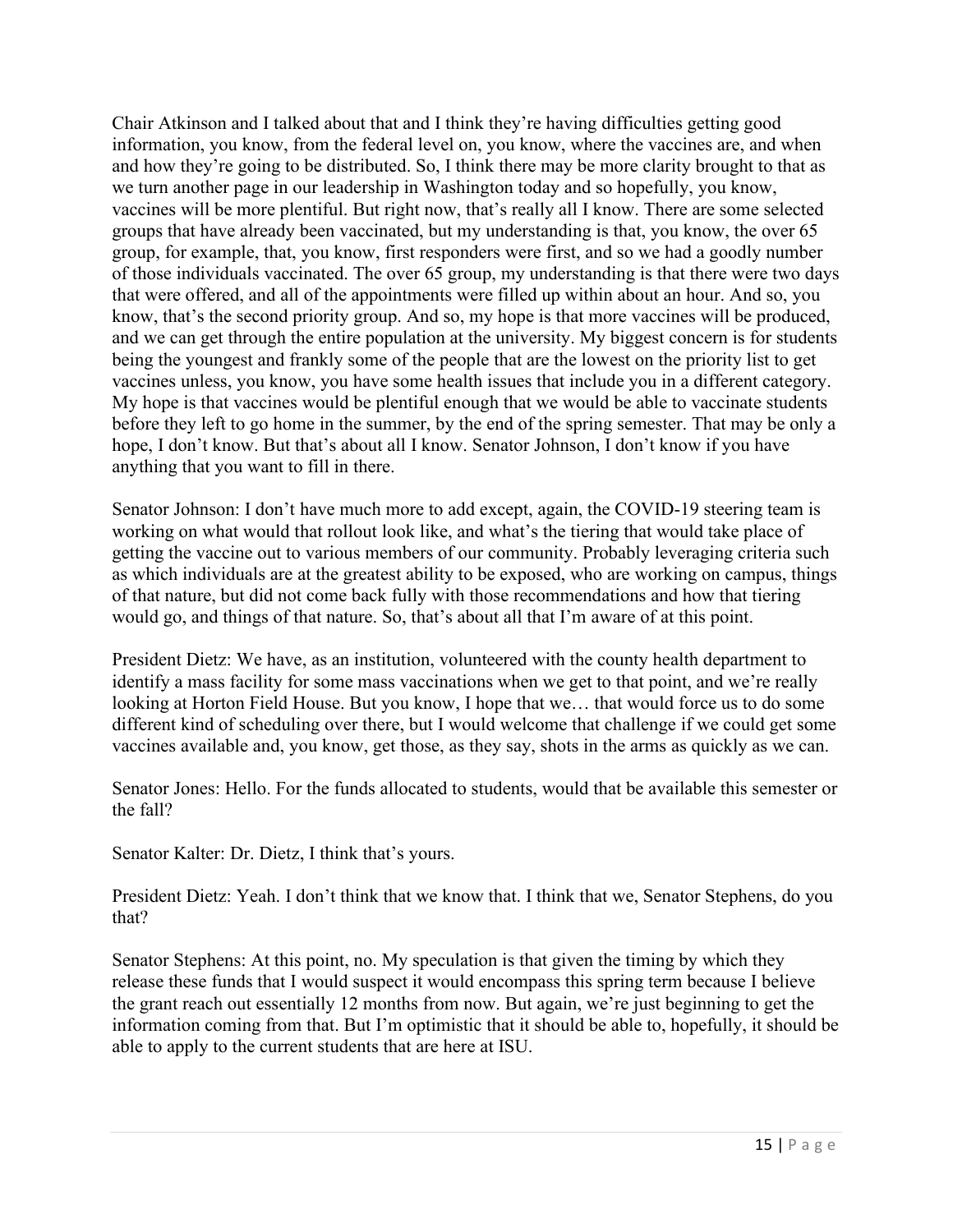Chair Atkinson and I talked about that and I think they're having difficulties getting good information, you know, from the federal level on, you know, where the vaccines are, and when and how they're going to be distributed. So, I think there may be more clarity brought to that as we turn another page in our leadership in Washington today and so hopefully, you know, vaccines will be more plentiful. But right now, that's really all I know. There are some selected groups that have already been vaccinated, but my understanding is that, you know, the over 65 group, for example, that, you know, first responders were first, and so we had a goodly number of those individuals vaccinated. The over 65 group, my understanding is that there were two days that were offered, and all of the appointments were filled up within about an hour. And so, you know, that's the second priority group. And so, my hope is that more vaccines will be produced, and we can get through the entire population at the university. My biggest concern is for students being the youngest and frankly some of the people that are the lowest on the priority list to get vaccines unless, you know, you have some health issues that include you in a different category. My hope is that vaccines would be plentiful enough that we would be able to vaccinate students before they left to go home in the summer, by the end of the spring semester. That may be only a hope, I don't know. But that's about all I know. Senator Johnson, I don't know if you have anything that you want to fill in there.

Senator Johnson: I don't have much more to add except, again, the COVID-19 steering team is working on what would that rollout look like, and what's the tiering that would take place of getting the vaccine out to various members of our community. Probably leveraging criteria such as which individuals are at the greatest ability to be exposed, who are working on campus, things of that nature, but did not come back fully with those recommendations and how that tiering would go, and things of that nature. So, that's about all that I'm aware of at this point.

President Dietz: We have, as an institution, volunteered with the county health department to identify a mass facility for some mass vaccinations when we get to that point, and we're really looking at Horton Field House. But you know, I hope that we… that would force us to do some different kind of scheduling over there, but I would welcome that challenge if we could get some vaccines available and, you know, get those, as they say, shots in the arms as quickly as we can.

Senator Jones: Hello. For the funds allocated to students, would that be available this semester or the fall?

Senator Kalter: Dr. Dietz, I think that's yours.

President Dietz: Yeah. I don't think that we know that. I think that we, Senator Stephens, do you that?

Senator Stephens: At this point, no. My speculation is that given the timing by which they release these funds that I would suspect it would encompass this spring term because I believe the grant reach out essentially 12 months from now. But again, we're just beginning to get the information coming from that. But I'm optimistic that it should be able to, hopefully, it should be able to apply to the current students that are here at ISU.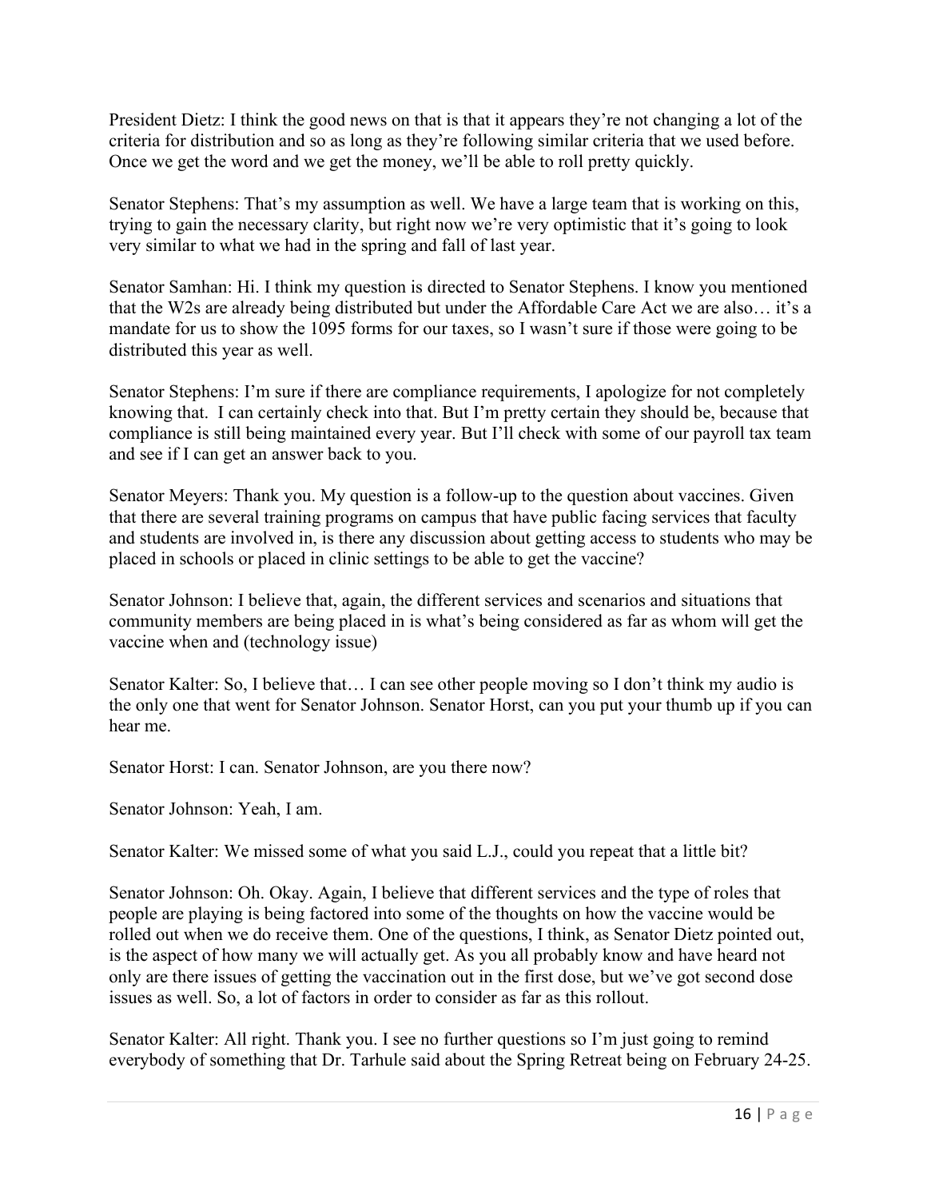President Dietz: I think the good news on that is that it appears they're not changing a lot of the criteria for distribution and so as long as they're following similar criteria that we used before. Once we get the word and we get the money, we'll be able to roll pretty quickly.

Senator Stephens: That's my assumption as well. We have a large team that is working on this, trying to gain the necessary clarity, but right now we're very optimistic that it's going to look very similar to what we had in the spring and fall of last year.

Senator Samhan: Hi. I think my question is directed to Senator Stephens. I know you mentioned that the W2s are already being distributed but under the Affordable Care Act we are also… it's a mandate for us to show the 1095 forms for our taxes, so I wasn't sure if those were going to be distributed this year as well.

Senator Stephens: I'm sure if there are compliance requirements, I apologize for not completely knowing that. I can certainly check into that. But I'm pretty certain they should be, because that compliance is still being maintained every year. But I'll check with some of our payroll tax team and see if I can get an answer back to you.

Senator Meyers: Thank you. My question is a follow-up to the question about vaccines. Given that there are several training programs on campus that have public facing services that faculty and students are involved in, is there any discussion about getting access to students who may be placed in schools or placed in clinic settings to be able to get the vaccine?

Senator Johnson: I believe that, again, the different services and scenarios and situations that community members are being placed in is what's being considered as far as whom will get the vaccine when and (technology issue)

Senator Kalter: So, I believe that… I can see other people moving so I don't think my audio is the only one that went for Senator Johnson. Senator Horst, can you put your thumb up if you can hear me.

Senator Horst: I can. Senator Johnson, are you there now?

Senator Johnson: Yeah, I am.

Senator Kalter: We missed some of what you said L.J., could you repeat that a little bit?

Senator Johnson: Oh. Okay. Again, I believe that different services and the type of roles that people are playing is being factored into some of the thoughts on how the vaccine would be rolled out when we do receive them. One of the questions, I think, as Senator Dietz pointed out, is the aspect of how many we will actually get. As you all probably know and have heard not only are there issues of getting the vaccination out in the first dose, but we've got second dose issues as well. So, a lot of factors in order to consider as far as this rollout.

Senator Kalter: All right. Thank you. I see no further questions so I'm just going to remind everybody of something that Dr. Tarhule said about the Spring Retreat being on February 24-25.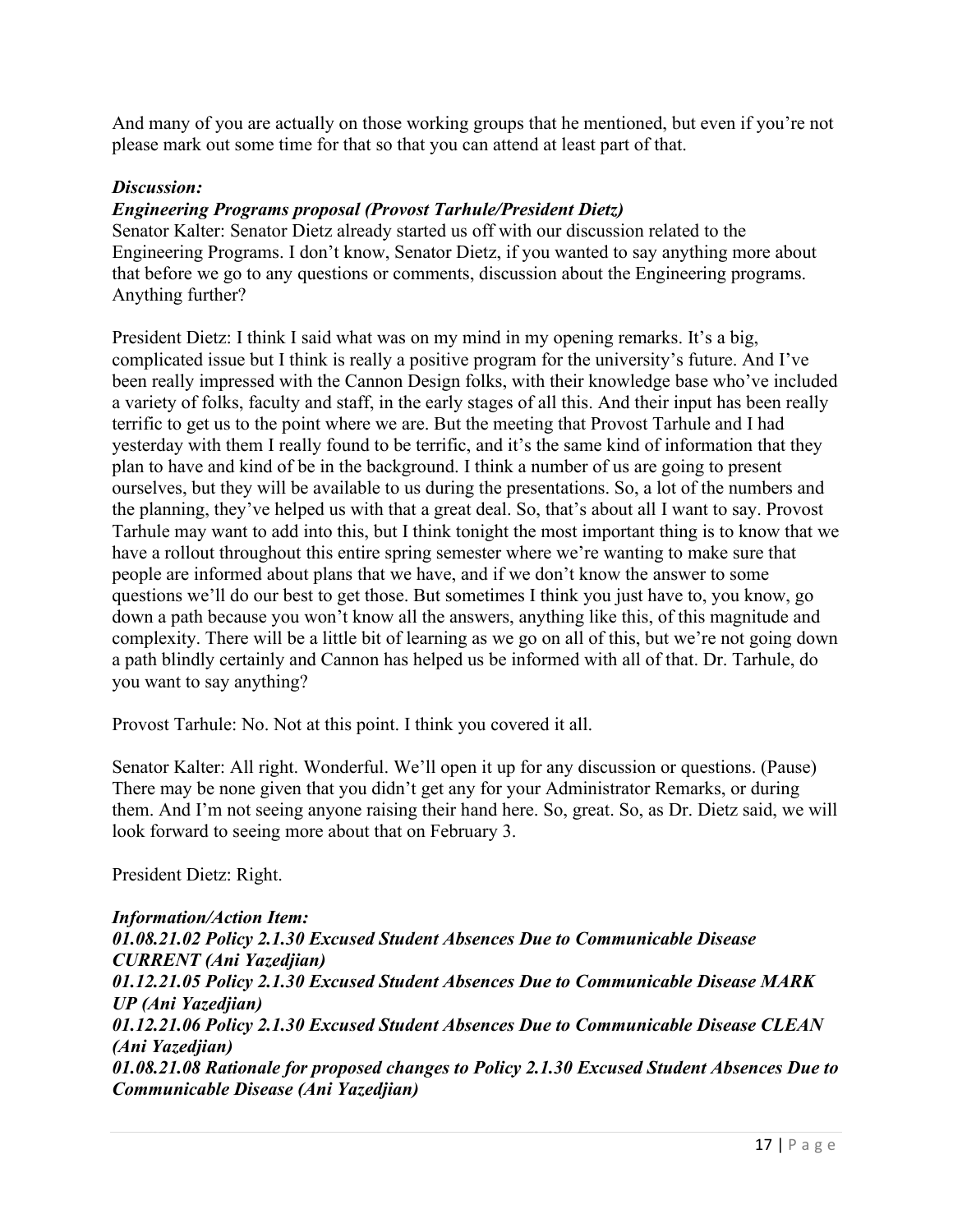And many of you are actually on those working groups that he mentioned, but even if you're not please mark out some time for that so that you can attend at least part of that.

***Discussion:***

***Engineering Programs proposal (Provost Tarhule/President Dietz)***

Senator Kalter: Senator Dietz already started us off with our discussion related to the Engineering Programs. I don't know, Senator Dietz, if you wanted to say anything more about that before we go to any questions or comments, discussion about the Engineering programs. Anything further?

President Dietz: I think I said what was on my mind in my opening remarks. It's a big, complicated issue but I think is really a positive program for the university's future. And I've been really impressed with the Cannon Design folks, with their knowledge base who've included a variety of folks, faculty and staff, in the early stages of all this. And their input has been really terrific to get us to the point where we are. But the meeting that Provost Tarhule and I had yesterday with them I really found to be terrific, and it's the same kind of information that they plan to have and kind of be in the background. I think a number of us are going to present ourselves, but they will be available to us during the presentations. So, a lot of the numbers and the planning, they've helped us with that a great deal. So, that's about all I want to say. Provost Tarhule may want to add into this, but I think tonight the most important thing is to know that we have a rollout throughout this entire spring semester where we're wanting to make sure that people are informed about plans that we have, and if we don't know the answer to some questions we'll do our best to get those. But sometimes I think you just have to, you know, go down a path because you won't know all the answers, anything like this, of this magnitude and complexity. There will be a little bit of learning as we go on all of this, but we're not going down a path blindly certainly and Cannon has helped us be informed with all of that. Dr. Tarhule, do you want to say anything?

Provost Tarhule: No. Not at this point. I think you covered it all.

Senator Kalter: All right. Wonderful. We'll open it up for any discussion or questions. (Pause) There may be none given that you didn't get any for your Administrator Remarks, or during them. And I'm not seeing anyone raising their hand here. So, great. So, as Dr. Dietz said, we will look forward to seeing more about that on February 3.

President Dietz: Right.

***Information/Action Item:***

***01.08.21.02 Policy 2.1.30 Excused Student Absences Due to Communicable Disease CURRENT (Ani Yazedjian)***

***01.12.21.05 Policy 2.1.30 Excused Student Absences Due to Communicable Disease MARK UP (Ani Yazedjian)***

***01.12.21.06 Policy 2.1.30 Excused Student Absences Due to Communicable Disease CLEAN (Ani Yazedjian)***

***01.08.21.08 Rationale for proposed changes to Policy 2.1.30 Excused Student Absences Due to Communicable Disease (Ani Yazedjian)***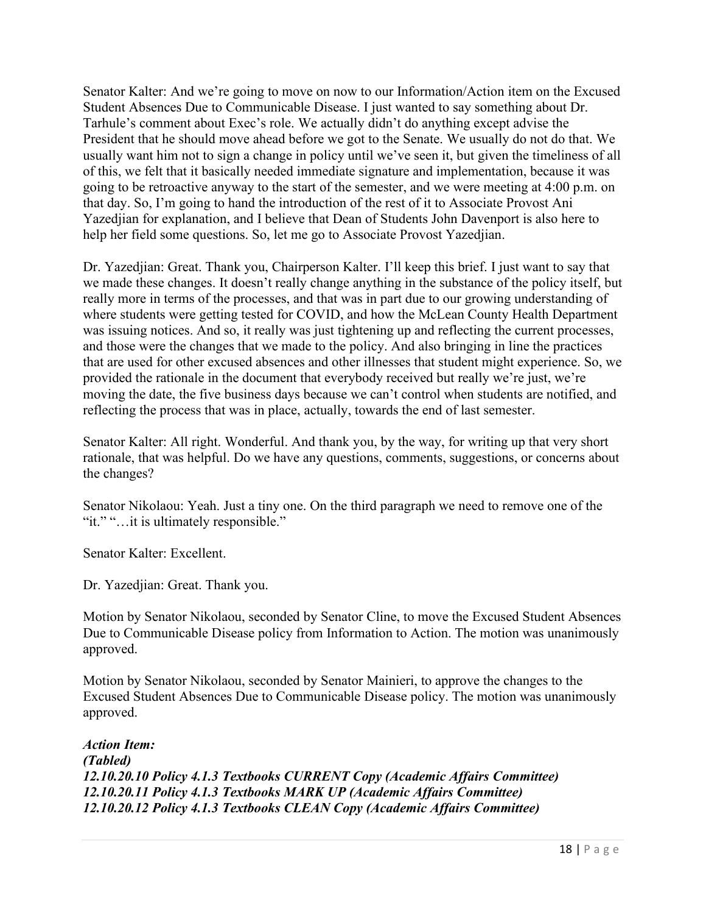Senator Kalter: And we're going to move on now to our Information/Action item on the Excused Student Absences Due to Communicable Disease. I just wanted to say something about Dr. Tarhule's comment about Exec's role. We actually didn't do anything except advise the President that he should move ahead before we got to the Senate. We usually do not do that. We usually want him not to sign a change in policy until we've seen it, but given the timeliness of all of this, we felt that it basically needed immediate signature and implementation, because it was going to be retroactive anyway to the start of the semester, and we were meeting at 4:00 p.m. on that day. So, I'm going to hand the introduction of the rest of it to Associate Provost Ani Yazedjian for explanation, and I believe that Dean of Students John Davenport is also here to help her field some questions. So, let me go to Associate Provost Yazedjian.

Dr. Yazedjian: Great. Thank you, Chairperson Kalter. I'll keep this brief. I just want to say that we made these changes. It doesn't really change anything in the substance of the policy itself, but really more in terms of the processes, and that was in part due to our growing understanding of where students were getting tested for COVID, and how the McLean County Health Department was issuing notices. And so, it really was just tightening up and reflecting the current processes, and those were the changes that we made to the policy. And also bringing in line the practices that are used for other excused absences and other illnesses that student might experience. So, we provided the rationale in the document that everybody received but really we're just, we're moving the date, the five business days because we can't control when students are notified, and reflecting the process that was in place, actually, towards the end of last semester.

Senator Kalter: All right. Wonderful. And thank you, by the way, for writing up that very short rationale, that was helpful. Do we have any questions, comments, suggestions, or concerns about the changes?

Senator Nikolaou: Yeah. Just a tiny one. On the third paragraph we need to remove one of the "it." "…it is ultimately responsible."

Senator Kalter: Excellent.

Dr. Yazedjian: Great. Thank you.

Motion by Senator Nikolaou, seconded by Senator Cline, to move the Excused Student Absences Due to Communicable Disease policy from Information to Action. The motion was unanimously approved.

Motion by Senator Nikolaou, seconded by Senator Mainieri, to approve the changes to the Excused Student Absences Due to Communicable Disease policy. The motion was unanimously approved.

***Action Item:***
***(Tabled)***
***12.10.20.10 Policy 4.1.3 Textbooks CURRENT Copy (Academic Affairs Committee)***
***12.10.20.11 Policy 4.1.3 Textbooks MARK UP (Academic Affairs Committee)***
***12.10.20.12 Policy 4.1.3 Textbooks CLEAN Copy (Academic Affairs Committee)***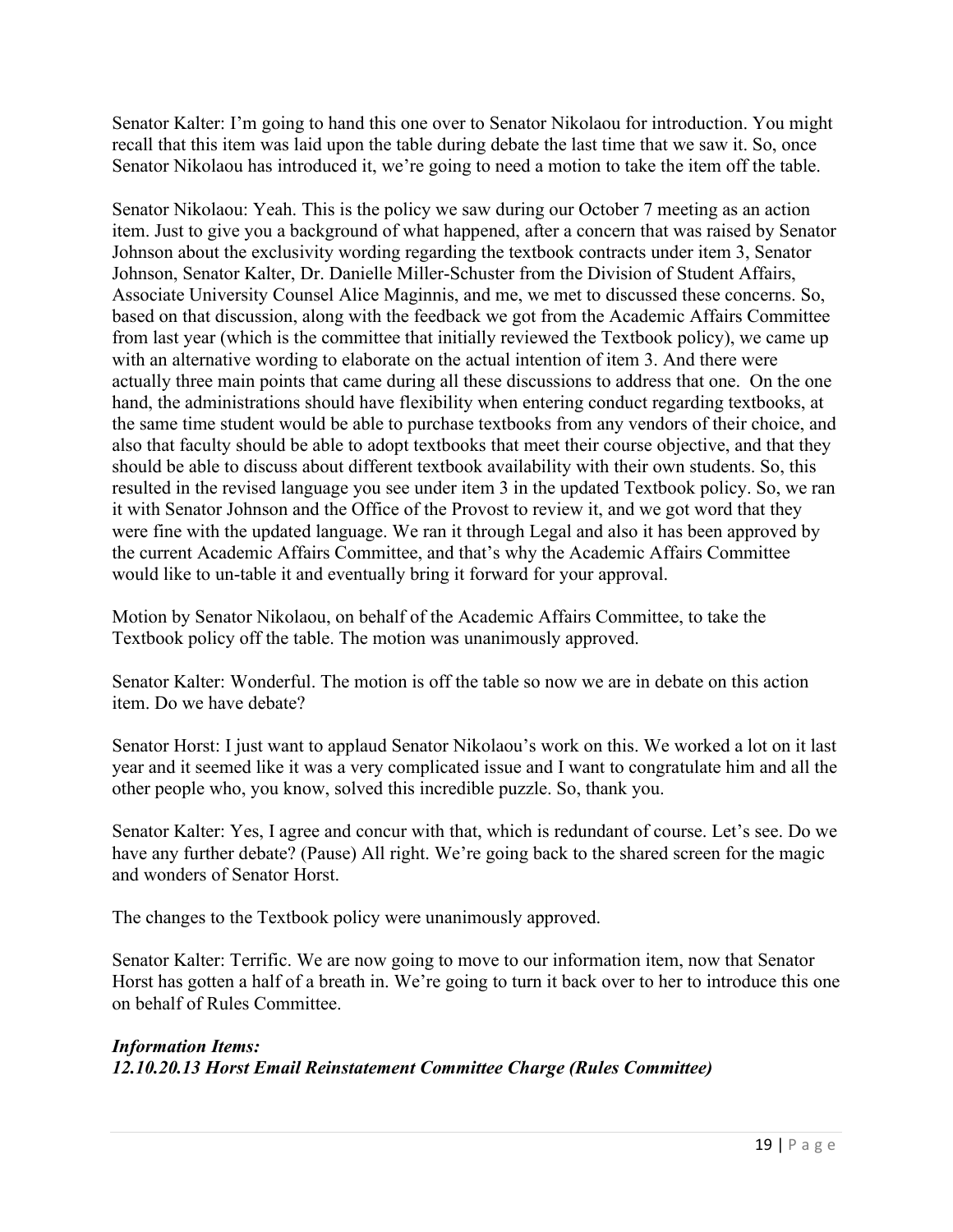Senator Kalter: I'm going to hand this one over to Senator Nikolaou for introduction. You might recall that this item was laid upon the table during debate the last time that we saw it. So, once Senator Nikolaou has introduced it, we're going to need a motion to take the item off the table.

Senator Nikolaou: Yeah. This is the policy we saw during our October 7 meeting as an action item. Just to give you a background of what happened, after a concern that was raised by Senator Johnson about the exclusivity wording regarding the textbook contracts under item 3, Senator Johnson, Senator Kalter, Dr. Danielle Miller-Schuster from the Division of Student Affairs, Associate University Counsel Alice Maginnis, and me, we met to discussed these concerns. So, based on that discussion, along with the feedback we got from the Academic Affairs Committee from last year (which is the committee that initially reviewed the Textbook policy), we came up with an alternative wording to elaborate on the actual intention of item 3. And there were actually three main points that came during all these discussions to address that one. On the one hand, the administrations should have flexibility when entering conduct regarding textbooks, at the same time student would be able to purchase textbooks from any vendors of their choice, and also that faculty should be able to adopt textbooks that meet their course objective, and that they should be able to discuss about different textbook availability with their own students. So, this resulted in the revised language you see under item 3 in the updated Textbook policy. So, we ran it with Senator Johnson and the Office of the Provost to review it, and we got word that they were fine with the updated language. We ran it through Legal and also it has been approved by the current Academic Affairs Committee, and that's why the Academic Affairs Committee would like to un-table it and eventually bring it forward for your approval.

Motion by Senator Nikolaou, on behalf of the Academic Affairs Committee, to take the Textbook policy off the table. The motion was unanimously approved.

Senator Kalter: Wonderful. The motion is off the table so now we are in debate on this action item. Do we have debate?

Senator Horst: I just want to applaud Senator Nikolaou's work on this. We worked a lot on it last year and it seemed like it was a very complicated issue and I want to congratulate him and all the other people who, you know, solved this incredible puzzle. So, thank you.

Senator Kalter: Yes, I agree and concur with that, which is redundant of course. Let's see. Do we have any further debate? (Pause) All right. We're going back to the shared screen for the magic and wonders of Senator Horst.

The changes to the Textbook policy were unanimously approved.

Senator Kalter: Terrific. We are now going to move to our information item, now that Senator Horst has gotten a half of a breath in. We're going to turn it back over to her to introduce this one on behalf of Rules Committee.

***Information Items:***
***12.10.20.13 Horst Email Reinstatement Committee Charge (Rules Committee)***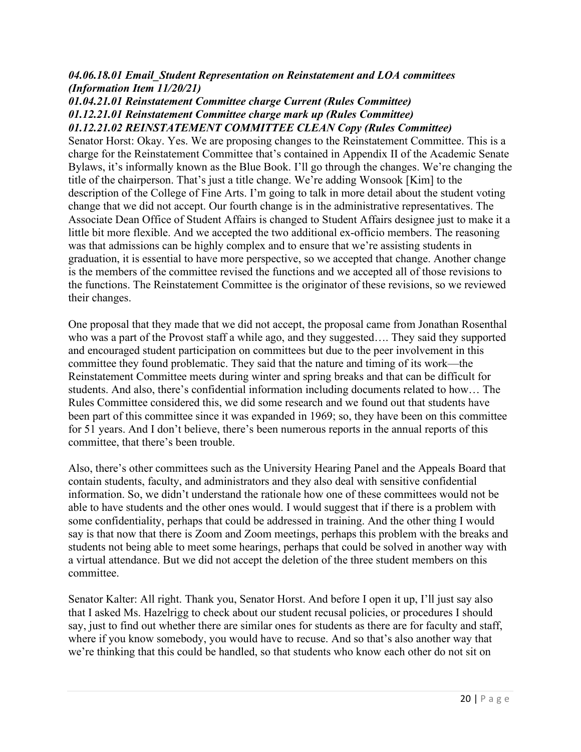***04.06.18.01 Email_Student Representation on Reinstatement and LOA committees (Information Item 11/20/21)***

***01.04.21.01 Reinstatement Committee charge Current (Rules Committee)***

***01.12.21.01 Reinstatement Committee charge mark up (Rules Committee)***

***01.12.21.02 REINSTATEMENT COMMITTEE CLEAN Copy (Rules Committee)***

Senator Horst: Okay. Yes. We are proposing changes to the Reinstatement Committee. This is a charge for the Reinstatement Committee that's contained in Appendix II of the Academic Senate Bylaws, it's informally known as the Blue Book. I'll go through the changes. We're changing the title of the chairperson. That's just a title change. We're adding Wonsook [Kim] to the description of the College of Fine Arts. I'm going to talk in more detail about the student voting change that we did not accept. Our fourth change is in the administrative representatives. The Associate Dean Office of Student Affairs is changed to Student Affairs designee just to make it a little bit more flexible. And we accepted the two additional ex-officio members. The reasoning was that admissions can be highly complex and to ensure that we're assisting students in graduation, it is essential to have more perspective, so we accepted that change. Another change is the members of the committee revised the functions and we accepted all of those revisions to the functions. The Reinstatement Committee is the originator of these revisions, so we reviewed their changes.

One proposal that they made that we did not accept, the proposal came from Jonathan Rosenthal who was a part of the Provost staff a while ago, and they suggested…. They said they supported and encouraged student participation on committees but due to the peer involvement in this committee they found problematic. They said that the nature and timing of its work—the Reinstatement Committee meets during winter and spring breaks and that can be difficult for students. And also, there's confidential information including documents related to how… The Rules Committee considered this, we did some research and we found out that students have been part of this committee since it was expanded in 1969; so, they have been on this committee for 51 years. And I don't believe, there's been numerous reports in the annual reports of this committee, that there's been trouble.

Also, there's other committees such as the University Hearing Panel and the Appeals Board that contain students, faculty, and administrators and they also deal with sensitive confidential information. So, we didn't understand the rationale how one of these committees would not be able to have students and the other ones would. I would suggest that if there is a problem with some confidentiality, perhaps that could be addressed in training. And the other thing I would say is that now that there is Zoom and Zoom meetings, perhaps this problem with the breaks and students not being able to meet some hearings, perhaps that could be solved in another way with a virtual attendance. But we did not accept the deletion of the three student members on this committee.

Senator Kalter: All right. Thank you, Senator Horst. And before I open it up, I'll just say also that I asked Ms. Hazelrigg to check about our student recusal policies, or procedures I should say, just to find out whether there are similar ones for students as there are for faculty and staff, where if you know somebody, you would have to recuse. And so that's also another way that we're thinking that this could be handled, so that students who know each other do not sit on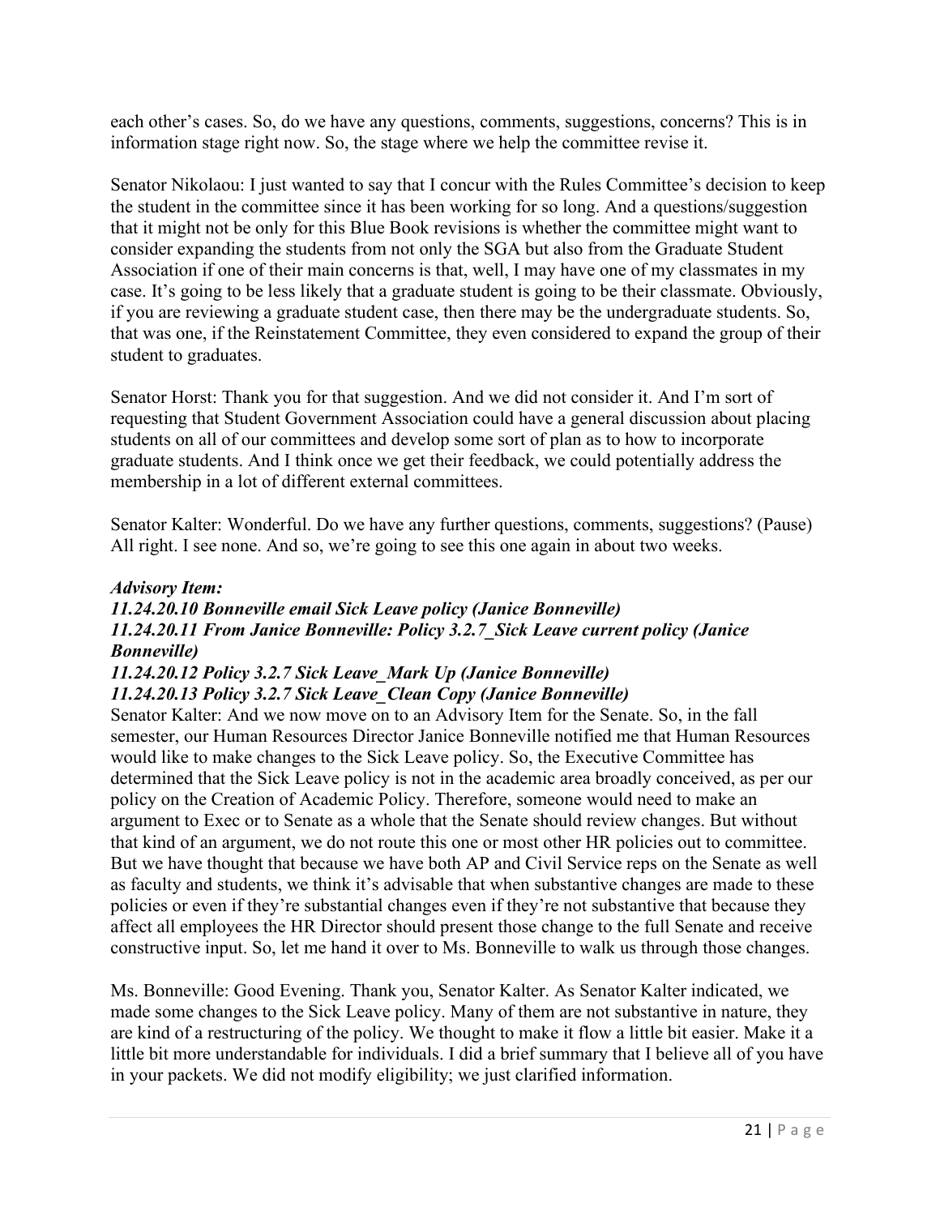each other's cases. So, do we have any questions, comments, suggestions, concerns? This is in information stage right now. So, the stage where we help the committee revise it.

Senator Nikolaou: I just wanted to say that I concur with the Rules Committee's decision to keep the student in the committee since it has been working for so long. And a questions/suggestion that it might not be only for this Blue Book revisions is whether the committee might want to consider expanding the students from not only the SGA but also from the Graduate Student Association if one of their main concerns is that, well, I may have one of my classmates in my case. It's going to be less likely that a graduate student is going to be their classmate. Obviously, if you are reviewing a graduate student case, then there may be the undergraduate students. So, that was one, if the Reinstatement Committee, they even considered to expand the group of their student to graduates.

Senator Horst: Thank you for that suggestion. And we did not consider it. And I'm sort of requesting that Student Government Association could have a general discussion about placing students on all of our committees and develop some sort of plan as to how to incorporate graduate students. And I think once we get their feedback, we could potentially address the membership in a lot of different external committees.

Senator Kalter: Wonderful. Do we have any further questions, comments, suggestions? (Pause) All right. I see none. And so, we're going to see this one again in about two weeks.

***Advisory Item:***
***11.24.20.10 Bonneville email Sick Leave policy (Janice Bonneville)***
***11.24.20.11 From Janice Bonneville: Policy 3.2.7_Sick Leave current policy (Janice Bonneville)***
***11.24.20.12 Policy 3.2.7 Sick Leave_Mark Up (Janice Bonneville)***
***11.24.20.13 Policy 3.2.7 Sick Leave_Clean Copy (Janice Bonneville)***

Senator Kalter: And we now move on to an Advisory Item for the Senate. So, in the fall semester, our Human Resources Director Janice Bonneville notified me that Human Resources would like to make changes to the Sick Leave policy. So, the Executive Committee has determined that the Sick Leave policy is not in the academic area broadly conceived, as per our policy on the Creation of Academic Policy. Therefore, someone would need to make an argument to Exec or to Senate as a whole that the Senate should review changes. But without that kind of an argument, we do not route this one or most other HR policies out to committee. But we have thought that because we have both AP and Civil Service reps on the Senate as well as faculty and students, we think it's advisable that when substantive changes are made to these policies or even if they're substantial changes even if they're not substantive that because they affect all employees the HR Director should present those change to the full Senate and receive constructive input. So, let me hand it over to Ms. Bonneville to walk us through those changes.

Ms. Bonneville: Good Evening. Thank you, Senator Kalter. As Senator Kalter indicated, we made some changes to the Sick Leave policy. Many of them are not substantive in nature, they are kind of a restructuring of the policy. We thought to make it flow a little bit easier. Make it a little bit more understandable for individuals. I did a brief summary that I believe all of you have in your packets. We did not modify eligibility; we just clarified information.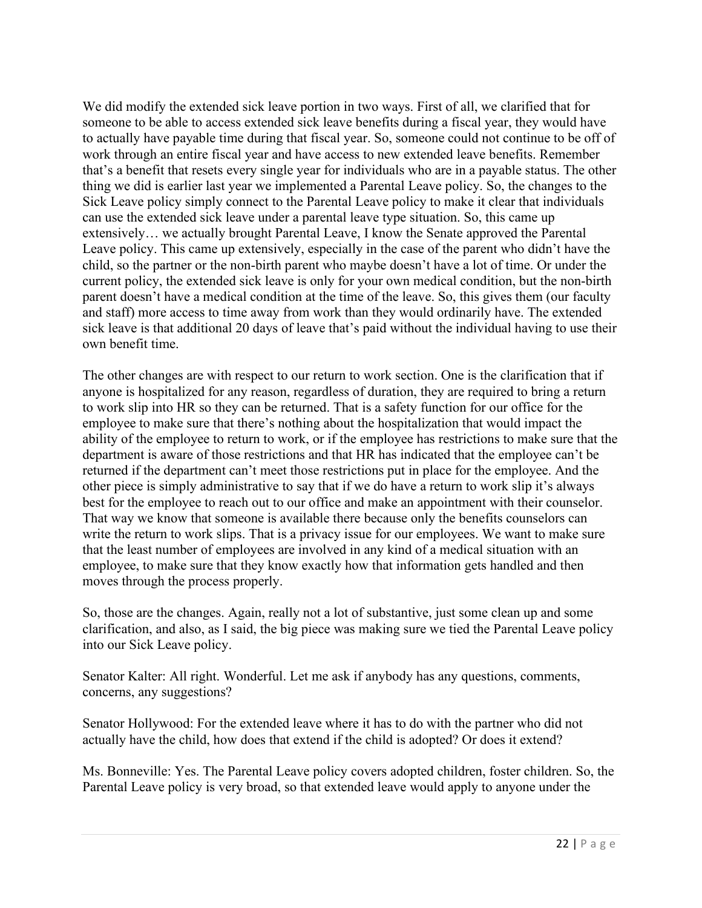We did modify the extended sick leave portion in two ways. First of all, we clarified that for someone to be able to access extended sick leave benefits during a fiscal year, they would have to actually have payable time during that fiscal year. So, someone could not continue to be off of work through an entire fiscal year and have access to new extended leave benefits. Remember that's a benefit that resets every single year for individuals who are in a payable status. The other thing we did is earlier last year we implemented a Parental Leave policy. So, the changes to the Sick Leave policy simply connect to the Parental Leave policy to make it clear that individuals can use the extended sick leave under a parental leave type situation. So, this came up extensively… we actually brought Parental Leave, I know the Senate approved the Parental Leave policy. This came up extensively, especially in the case of the parent who didn't have the child, so the partner or the non-birth parent who maybe doesn't have a lot of time. Or under the current policy, the extended sick leave is only for your own medical condition, but the non-birth parent doesn't have a medical condition at the time of the leave. So, this gives them (our faculty and staff) more access to time away from work than they would ordinarily have. The extended sick leave is that additional 20 days of leave that's paid without the individual having to use their own benefit time.

The other changes are with respect to our return to work section. One is the clarification that if anyone is hospitalized for any reason, regardless of duration, they are required to bring a return to work slip into HR so they can be returned. That is a safety function for our office for the employee to make sure that there's nothing about the hospitalization that would impact the ability of the employee to return to work, or if the employee has restrictions to make sure that the department is aware of those restrictions and that HR has indicated that the employee can't be returned if the department can't meet those restrictions put in place for the employee. And the other piece is simply administrative to say that if we do have a return to work slip it's always best for the employee to reach out to our office and make an appointment with their counselor. That way we know that someone is available there because only the benefits counselors can write the return to work slips. That is a privacy issue for our employees. We want to make sure that the least number of employees are involved in any kind of a medical situation with an employee, to make sure that they know exactly how that information gets handled and then moves through the process properly.

So, those are the changes. Again, really not a lot of substantive, just some clean up and some clarification, and also, as I said, the big piece was making sure we tied the Parental Leave policy into our Sick Leave policy.

Senator Kalter: All right. Wonderful. Let me ask if anybody has any questions, comments, concerns, any suggestions?

Senator Hollywood: For the extended leave where it has to do with the partner who did not actually have the child, how does that extend if the child is adopted? Or does it extend?

Ms. Bonneville: Yes. The Parental Leave policy covers adopted children, foster children. So, the Parental Leave policy is very broad, so that extended leave would apply to anyone under the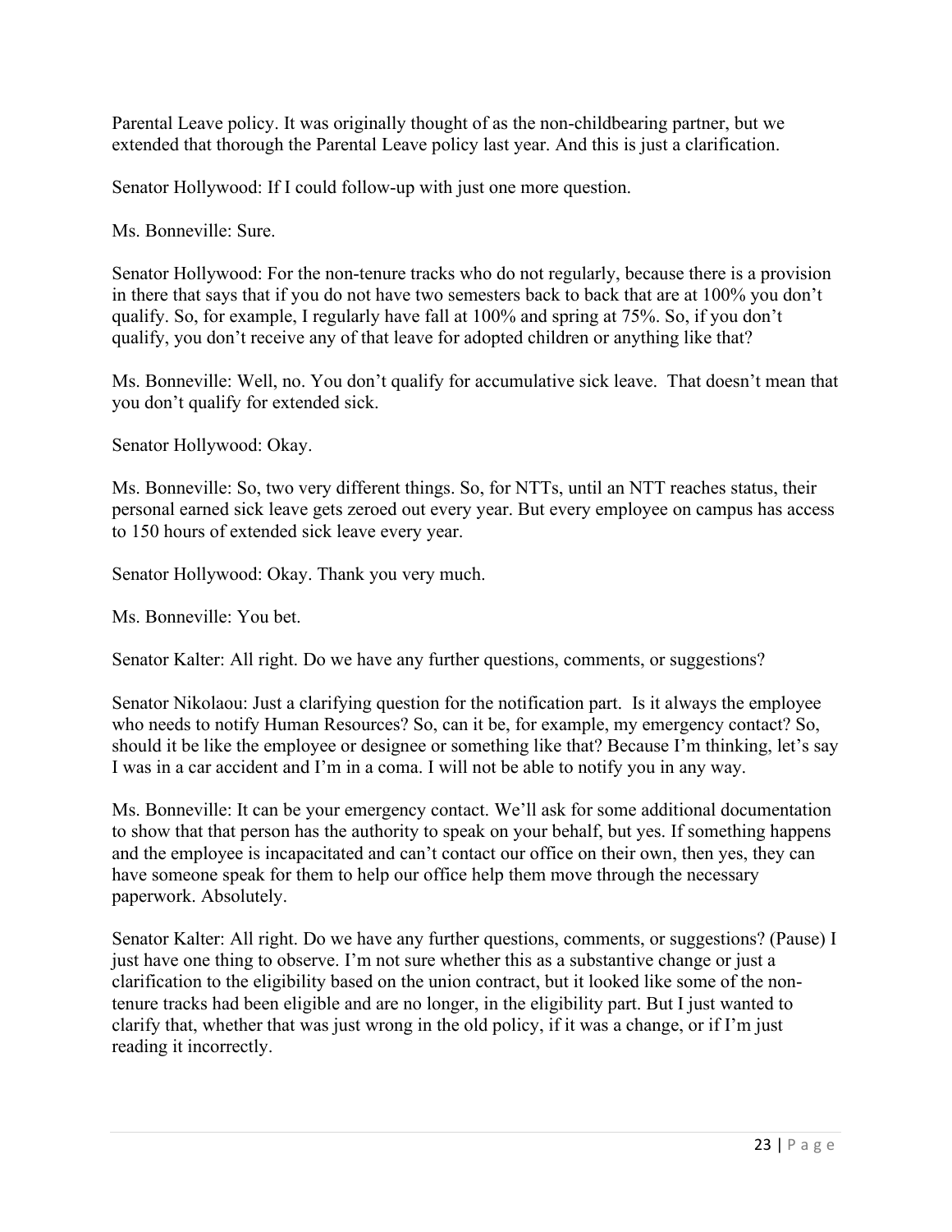Parental Leave policy. It was originally thought of as the non-childbearing partner, but we extended that thorough the Parental Leave policy last year. And this is just a clarification.

Senator Hollywood: If I could follow-up with just one more question.

Ms. Bonneville: Sure.

Senator Hollywood: For the non-tenure tracks who do not regularly, because there is a provision in there that says that if you do not have two semesters back to back that are at 100% you don't qualify. So, for example, I regularly have fall at 100% and spring at 75%. So, if you don't qualify, you don't receive any of that leave for adopted children or anything like that?

Ms. Bonneville: Well, no. You don't qualify for accumulative sick leave. That doesn't mean that you don't qualify for extended sick.

Senator Hollywood: Okay.

Ms. Bonneville: So, two very different things. So, for NTTs, until an NTT reaches status, their personal earned sick leave gets zeroed out every year. But every employee on campus has access to 150 hours of extended sick leave every year.

Senator Hollywood: Okay. Thank you very much.

Ms. Bonneville: You bet.

Senator Kalter: All right. Do we have any further questions, comments, or suggestions?

Senator Nikolaou: Just a clarifying question for the notification part. Is it always the employee who needs to notify Human Resources? So, can it be, for example, my emergency contact? So, should it be like the employee or designee or something like that? Because I'm thinking, let's say I was in a car accident and I'm in a coma. I will not be able to notify you in any way.

Ms. Bonneville: It can be your emergency contact. We'll ask for some additional documentation to show that that person has the authority to speak on your behalf, but yes. If something happens and the employee is incapacitated and can't contact our office on their own, then yes, they can have someone speak for them to help our office help them move through the necessary paperwork. Absolutely.

Senator Kalter: All right. Do we have any further questions, comments, or suggestions? (Pause) I just have one thing to observe. I'm not sure whether this as a substantive change or just a clarification to the eligibility based on the union contract, but it looked like some of the non-tenure tracks had been eligible and are no longer, in the eligibility part. But I just wanted to clarify that, whether that was just wrong in the old policy, if it was a change, or if I'm just reading it incorrectly.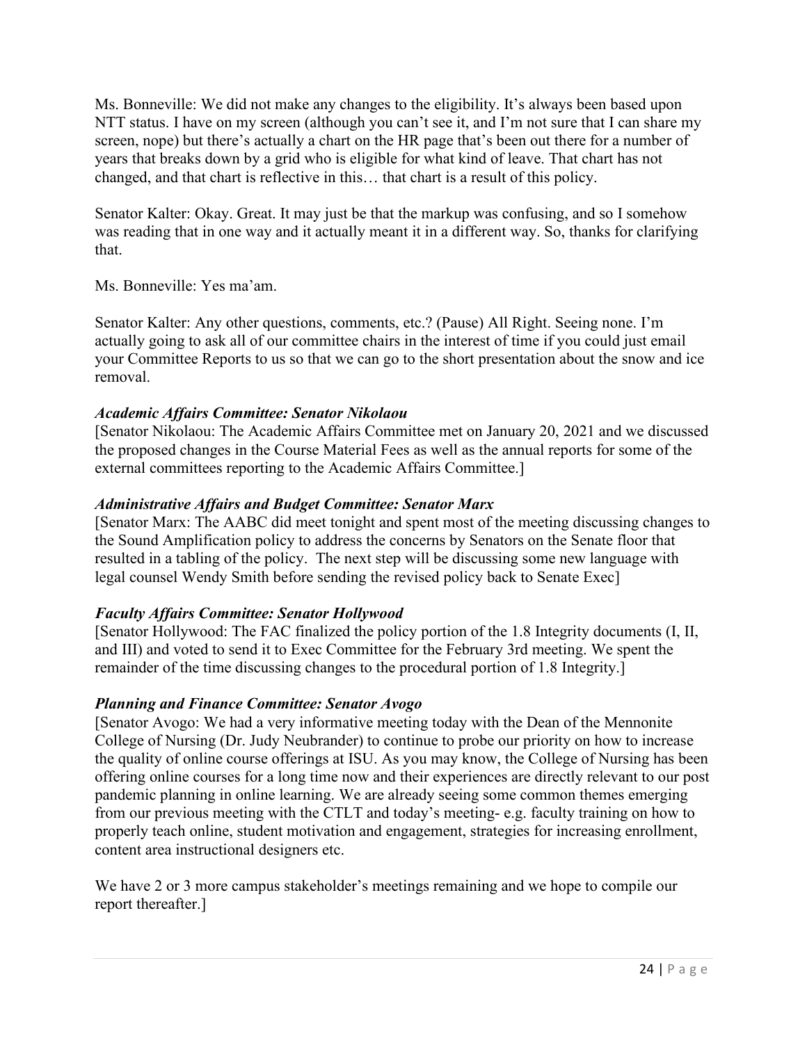Ms. Bonneville: We did not make any changes to the eligibility. It's always been based upon NTT status. I have on my screen (although you can't see it, and I'm not sure that I can share my screen, nope) but there's actually a chart on the HR page that's been out there for a number of years that breaks down by a grid who is eligible for what kind of leave. That chart has not changed, and that chart is reflective in this… that chart is a result of this policy.

Senator Kalter: Okay. Great. It may just be that the markup was confusing, and so I somehow was reading that in one way and it actually meant it in a different way. So, thanks for clarifying that.

Ms. Bonneville: Yes ma'am.

Senator Kalter: Any other questions, comments, etc.? (Pause) All Right. Seeing none. I'm actually going to ask all of our committee chairs in the interest of time if you could just email your Committee Reports to us so that we can go to the short presentation about the snow and ice removal.

***Academic Affairs Committee: Senator Nikolaou***

[Senator Nikolaou: The Academic Affairs Committee met on January 20, 2021 and we discussed the proposed changes in the Course Material Fees as well as the annual reports for some of the external committees reporting to the Academic Affairs Committee.]

***Administrative Affairs and Budget Committee: Senator Marx***

[Senator Marx: The AABC did meet tonight and spent most of the meeting discussing changes to the Sound Amplification policy to address the concerns by Senators on the Senate floor that resulted in a tabling of the policy. The next step will be discussing some new language with legal counsel Wendy Smith before sending the revised policy back to Senate Exec]

***Faculty Affairs Committee: Senator Hollywood***

[Senator Hollywood: The FAC finalized the policy portion of the 1.8 Integrity documents (I, II, and III) and voted to send it to Exec Committee for the February 3rd meeting. We spent the remainder of the time discussing changes to the procedural portion of 1.8 Integrity.]

***Planning and Finance Committee: Senator Avogo***

[Senator Avogo: We had a very informative meeting today with the Dean of the Mennonite College of Nursing (Dr. Judy Neubrander) to continue to probe our priority on how to increase the quality of online course offerings at ISU. As you may know, the College of Nursing has been offering online courses for a long time now and their experiences are directly relevant to our post pandemic planning in online learning. We are already seeing some common themes emerging from our previous meeting with the CTLT and today's meeting- e.g. faculty training on how to properly teach online, student motivation and engagement, strategies for increasing enrollment, content area instructional designers etc.

We have 2 or 3 more campus stakeholder's meetings remaining and we hope to compile our report thereafter.]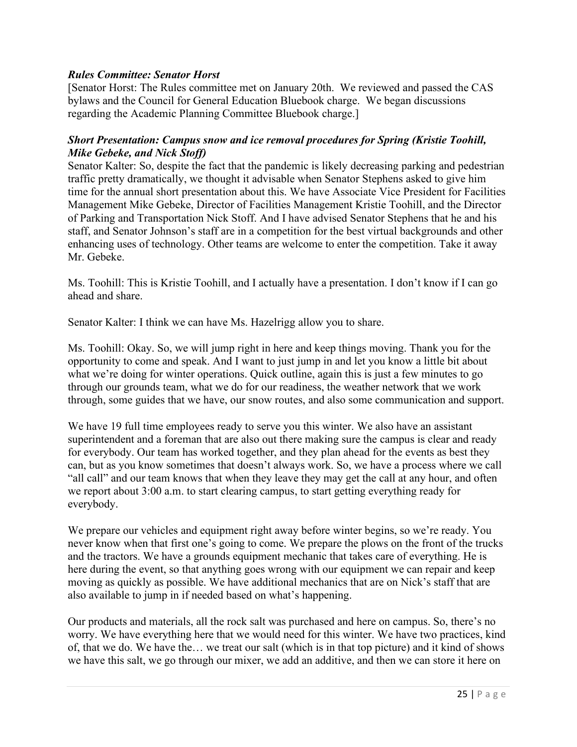### ***Rules Committee: Senator Horst***

[Senator Horst: The Rules committee met on January 20th. We reviewed and passed the CAS bylaws and the Council for General Education Bluebook charge. We began discussions regarding the Academic Planning Committee Bluebook charge.]

### ***Short Presentation: Campus snow and ice removal procedures for Spring (Kristie Toohill, Mike Gebeke, and Nick Stoff)***

Senator Kalter: So, despite the fact that the pandemic is likely decreasing parking and pedestrian traffic pretty dramatically, we thought it advisable when Senator Stephens asked to give him time for the annual short presentation about this. We have Associate Vice President for Facilities Management Mike Gebeke, Director of Facilities Management Kristie Toohill, and the Director of Parking and Transportation Nick Stoff. And I have advised Senator Stephens that he and his staff, and Senator Johnson's staff are in a competition for the best virtual backgrounds and other enhancing uses of technology. Other teams are welcome to enter the competition. Take it away Mr. Gebeke.

Ms. Toohill: This is Kristie Toohill, and I actually have a presentation. I don't know if I can go ahead and share.

Senator Kalter: I think we can have Ms. Hazelrigg allow you to share.

Ms. Toohill: Okay. So, we will jump right in here and keep things moving. Thank you for the opportunity to come and speak. And I want to just jump in and let you know a little bit about what we're doing for winter operations. Quick outline, again this is just a few minutes to go through our grounds team, what we do for our readiness, the weather network that we work through, some guides that we have, our snow routes, and also some communication and support.

We have 19 full time employees ready to serve you this winter. We also have an assistant superintendent and a foreman that are also out there making sure the campus is clear and ready for everybody. Our team has worked together, and they plan ahead for the events as best they can, but as you know sometimes that doesn't always work. So, we have a process where we call "all call" and our team knows that when they leave they may get the call at any hour, and often we report about 3:00 a.m. to start clearing campus, to start getting everything ready for everybody.

We prepare our vehicles and equipment right away before winter begins, so we're ready. You never know when that first one's going to come. We prepare the plows on the front of the trucks and the tractors. We have a grounds equipment mechanic that takes care of everything. He is here during the event, so that anything goes wrong with our equipment we can repair and keep moving as quickly as possible. We have additional mechanics that are on Nick's staff that are also available to jump in if needed based on what's happening.

Our products and materials, all the rock salt was purchased and here on campus. So, there's no worry. We have everything here that we would need for this winter. We have two practices, kind of, that we do. We have the… we treat our salt (which is in that top picture) and it kind of shows we have this salt, we go through our mixer, we add an additive, and then we can store it here on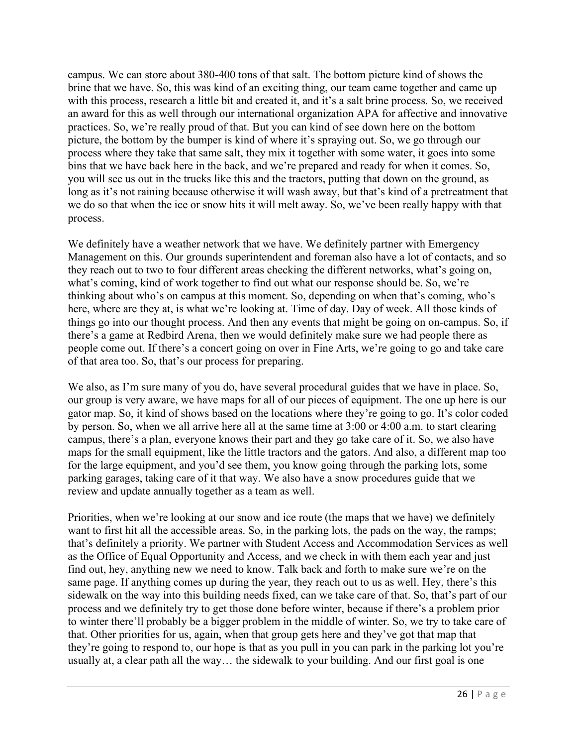campus. We can store about 380-400 tons of that salt. The bottom picture kind of shows the brine that we have. So, this was kind of an exciting thing, our team came together and came up with this process, research a little bit and created it, and it's a salt brine process. So, we received an award for this as well through our international organization APA for affective and innovative practices. So, we're really proud of that. But you can kind of see down here on the bottom picture, the bottom by the bumper is kind of where it's spraying out. So, we go through our process where they take that same salt, they mix it together with some water, it goes into some bins that we have back here in the back, and we're prepared and ready for when it comes. So, you will see us out in the trucks like this and the tractors, putting that down on the ground, as long as it's not raining because otherwise it will wash away, but that's kind of a pretreatment that we do so that when the ice or snow hits it will melt away. So, we've been really happy with that process.

We definitely have a weather network that we have. We definitely partner with Emergency Management on this. Our grounds superintendent and foreman also have a lot of contacts, and so they reach out to two to four different areas checking the different networks, what's going on, what's coming, kind of work together to find out what our response should be. So, we're thinking about who's on campus at this moment. So, depending on when that's coming, who's here, where are they at, is what we're looking at. Time of day. Day of week. All those kinds of things go into our thought process. And then any events that might be going on on-campus. So, if there's a game at Redbird Arena, then we would definitely make sure we had people there as people come out. If there's a concert going on over in Fine Arts, we're going to go and take care of that area too. So, that's our process for preparing.

We also, as I'm sure many of you do, have several procedural guides that we have in place. So, our group is very aware, we have maps for all of our pieces of equipment. The one up here is our gator map. So, it kind of shows based on the locations where they're going to go. It's color coded by person. So, when we all arrive here all at the same time at 3:00 or 4:00 a.m. to start clearing campus, there's a plan, everyone knows their part and they go take care of it. So, we also have maps for the small equipment, like the little tractors and the gators. And also, a different map too for the large equipment, and you'd see them, you know going through the parking lots, some parking garages, taking care of it that way. We also have a snow procedures guide that we review and update annually together as a team as well.

Priorities, when we're looking at our snow and ice route (the maps that we have) we definitely want to first hit all the accessible areas. So, in the parking lots, the pads on the way, the ramps; that's definitely a priority. We partner with Student Access and Accommodation Services as well as the Office of Equal Opportunity and Access, and we check in with them each year and just find out, hey, anything new we need to know. Talk back and forth to make sure we're on the same page. If anything comes up during the year, they reach out to us as well. Hey, there's this sidewalk on the way into this building needs fixed, can we take care of that. So, that's part of our process and we definitely try to get those done before winter, because if there's a problem prior to winter there'll probably be a bigger problem in the middle of winter. So, we try to take care of that. Other priorities for us, again, when that group gets here and they've got that map that they're going to respond to, our hope is that as you pull in you can park in the parking lot you're usually at, a clear path all the way… the sidewalk to your building. And our first goal is one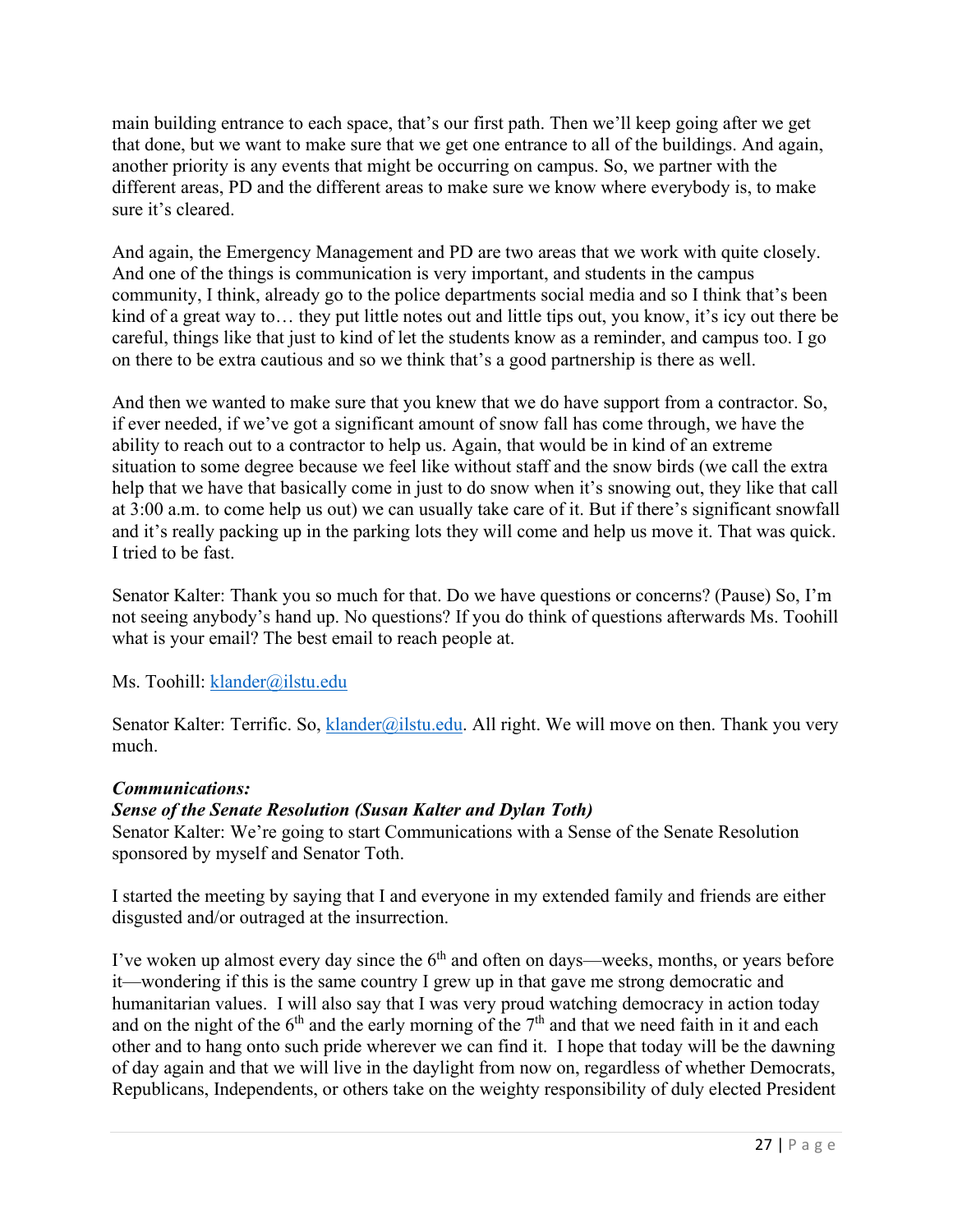main building entrance to each space, that's our first path. Then we'll keep going after we get that done, but we want to make sure that we get one entrance to all of the buildings. And again, another priority is any events that might be occurring on campus. So, we partner with the different areas, PD and the different areas to make sure we know where everybody is, to make sure it's cleared.

And again, the Emergency Management and PD are two areas that we work with quite closely. And one of the things is communication is very important, and students in the campus community, I think, already go to the police departments social media and so I think that's been kind of a great way to… they put little notes out and little tips out, you know, it's icy out there be careful, things like that just to kind of let the students know as a reminder, and campus too. I go on there to be extra cautious and so we think that's a good partnership is there as well.

And then we wanted to make sure that you knew that we do have support from a contractor. So, if ever needed, if we've got a significant amount of snow fall has come through, we have the ability to reach out to a contractor to help us. Again, that would be in kind of an extreme situation to some degree because we feel like without staff and the snow birds (we call the extra help that we have that basically come in just to do snow when it's snowing out, they like that call at 3:00 a.m. to come help us out) we can usually take care of it. But if there's significant snowfall and it's really packing up in the parking lots they will come and help us move it. That was quick. I tried to be fast.

Senator Kalter: Thank you so much for that. Do we have questions or concerns? (Pause) So, I'm not seeing anybody's hand up. No questions? If you do think of questions afterwards Ms. Toohill what is your email? The best email to reach people at.

Ms. Toohill: klander@ilstu.edu

Senator Kalter: Terrific. So, klander@ilstu.edu. All right. We will move on then. Thank you very much.

***Communications:***
***Sense of the Senate Resolution (Susan Kalter and Dylan Toth)***
Senator Kalter: We're going to start Communications with a Sense of the Senate Resolution sponsored by myself and Senator Toth.

I started the meeting by saying that I and everyone in my extended family and friends are either disgusted and/or outraged at the insurrection.

I've woken up almost every day since the 6th and often on days—weeks, months, or years before it—wondering if this is the same country I grew up in that gave me strong democratic and humanitarian values. I will also say that I was very proud watching democracy in action today and on the night of the 6th and the early morning of the 7th and that we need faith in it and each other and to hang onto such pride wherever we can find it. I hope that today will be the dawning of day again and that we will live in the daylight from now on, regardless of whether Democrats, Republicans, Independents, or others take on the weighty responsibility of duly elected President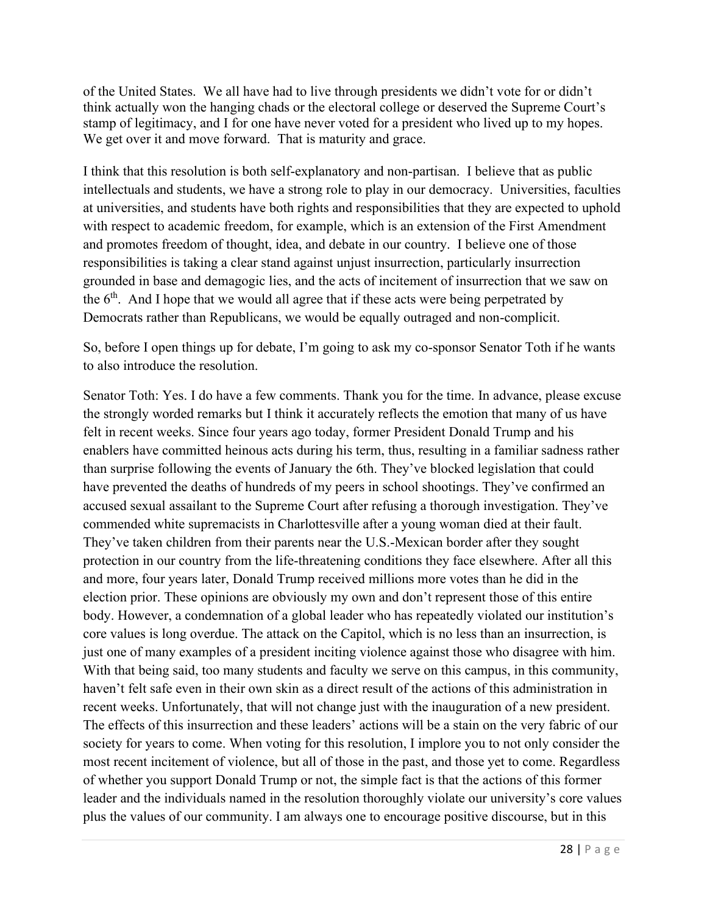of the United States. We all have had to live through presidents we didn't vote for or didn't think actually won the hanging chads or the electoral college or deserved the Supreme Court's stamp of legitimacy, and I for one have never voted for a president who lived up to my hopes. We get over it and move forward. That is maturity and grace.

I think that this resolution is both self-explanatory and non-partisan. I believe that as public intellectuals and students, we have a strong role to play in our democracy. Universities, faculties at universities, and students have both rights and responsibilities that they are expected to uphold with respect to academic freedom, for example, which is an extension of the First Amendment and promotes freedom of thought, idea, and debate in our country. I believe one of those responsibilities is taking a clear stand against unjust insurrection, particularly insurrection grounded in base and demagogic lies, and the acts of incitement of insurrection that we saw on the 6th. And I hope that we would all agree that if these acts were being perpetrated by Democrats rather than Republicans, we would be equally outraged and non-complicit.

So, before I open things up for debate, I'm going to ask my co-sponsor Senator Toth if he wants to also introduce the resolution.

Senator Toth: Yes. I do have a few comments. Thank you for the time. In advance, please excuse the strongly worded remarks but I think it accurately reflects the emotion that many of us have felt in recent weeks. Since four years ago today, former President Donald Trump and his enablers have committed heinous acts during his term, thus, resulting in a familiar sadness rather than surprise following the events of January the 6th. They've blocked legislation that could have prevented the deaths of hundreds of my peers in school shootings. They've confirmed an accused sexual assailant to the Supreme Court after refusing a thorough investigation. They've commended white supremacists in Charlottesville after a young woman died at their fault. They've taken children from their parents near the U.S.-Mexican border after they sought protection in our country from the life-threatening conditions they face elsewhere. After all this and more, four years later, Donald Trump received millions more votes than he did in the election prior. These opinions are obviously my own and don't represent those of this entire body. However, a condemnation of a global leader who has repeatedly violated our institution's core values is long overdue. The attack on the Capitol, which is no less than an insurrection, is just one of many examples of a president inciting violence against those who disagree with him. With that being said, too many students and faculty we serve on this campus, in this community, haven't felt safe even in their own skin as a direct result of the actions of this administration in recent weeks. Unfortunately, that will not change just with the inauguration of a new president. The effects of this insurrection and these leaders' actions will be a stain on the very fabric of our society for years to come. When voting for this resolution, I implore you to not only consider the most recent incitement of violence, but all of those in the past, and those yet to come. Regardless of whether you support Donald Trump or not, the simple fact is that the actions of this former leader and the individuals named in the resolution thoroughly violate our university's core values plus the values of our community. I am always one to encourage positive discourse, but in this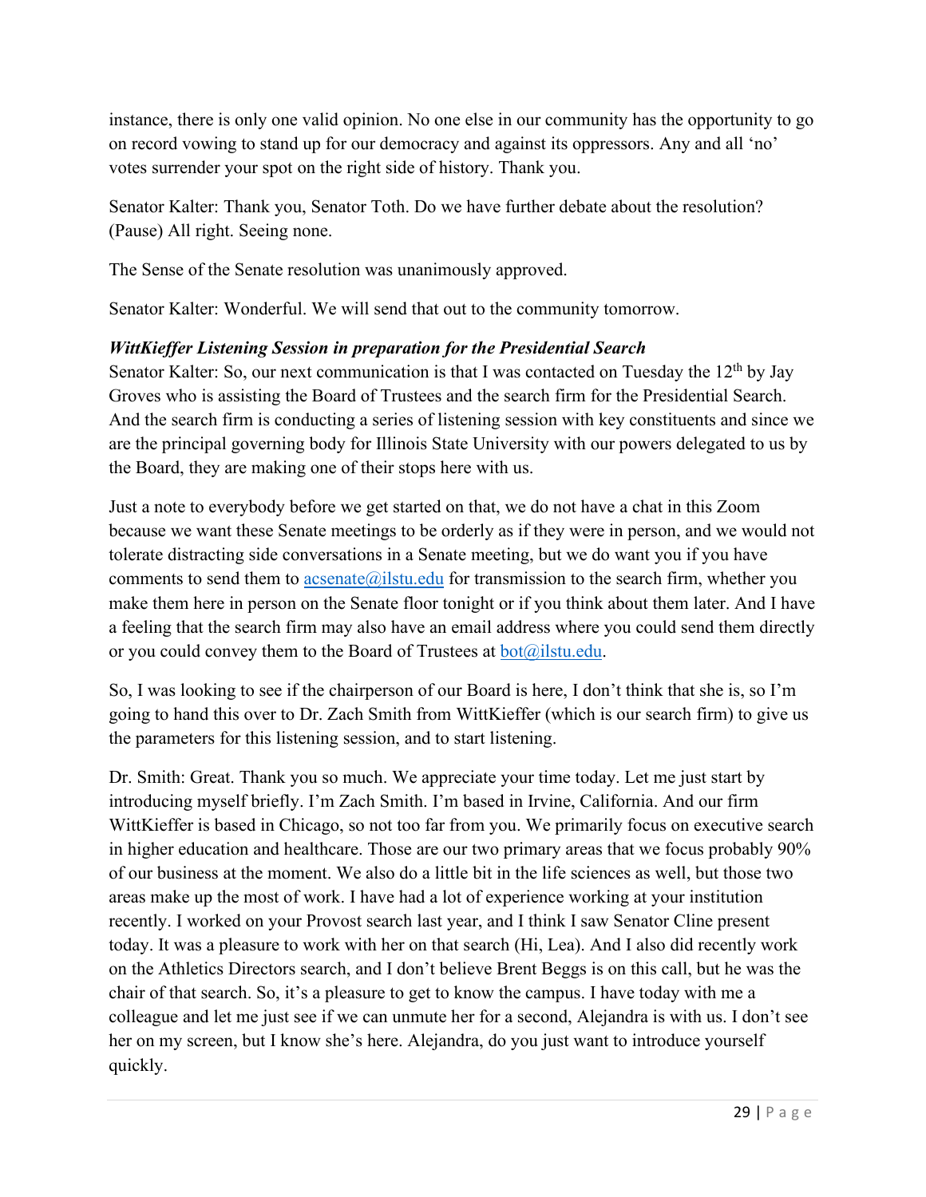instance, there is only one valid opinion. No one else in our community has the opportunity to go on record vowing to stand up for our democracy and against its oppressors. Any and all 'no' votes surrender your spot on the right side of history. Thank you.

Senator Kalter: Thank you, Senator Toth. Do we have further debate about the resolution? (Pause) All right. Seeing none.

The Sense of the Senate resolution was unanimously approved.

Senator Kalter: Wonderful. We will send that out to the community tomorrow.

***WittKieffer Listening Session in preparation for the Presidential Search***

Senator Kalter: So, our next communication is that I was contacted on Tuesday the 12th by Jay Groves who is assisting the Board of Trustees and the search firm for the Presidential Search. And the search firm is conducting a series of listening session with key constituents and since we are the principal governing body for Illinois State University with our powers delegated to us by the Board, they are making one of their stops here with us.

Just a note to everybody before we get started on that, we do not have a chat in this Zoom because we want these Senate meetings to be orderly as if they were in person, and we would not tolerate distracting side conversations in a Senate meeting, but we do want you if you have comments to send them to acsenate@ilstu.edu for transmission to the search firm, whether you make them here in person on the Senate floor tonight or if you think about them later. And I have a feeling that the search firm may also have an email address where you could send them directly or you could convey them to the Board of Trustees at bot@ilstu.edu.

So, I was looking to see if the chairperson of our Board is here, I don't think that she is, so I'm going to hand this over to Dr. Zach Smith from WittKieffer (which is our search firm) to give us the parameters for this listening session, and to start listening.

Dr. Smith: Great. Thank you so much. We appreciate your time today. Let me just start by introducing myself briefly. I'm Zach Smith. I'm based in Irvine, California. And our firm WittKieffer is based in Chicago, so not too far from you. We primarily focus on executive search in higher education and healthcare. Those are our two primary areas that we focus probably 90% of our business at the moment. We also do a little bit in the life sciences as well, but those two areas make up the most of work. I have had a lot of experience working at your institution recently. I worked on your Provost search last year, and I think I saw Senator Cline present today. It was a pleasure to work with her on that search (Hi, Lea). And I also did recently work on the Athletics Directors search, and I don't believe Brent Beggs is on this call, but he was the chair of that search. So, it's a pleasure to get to know the campus. I have today with me a colleague and let me just see if we can unmute her for a second, Alejandra is with us. I don't see her on my screen, but I know she's here. Alejandra, do you just want to introduce yourself quickly.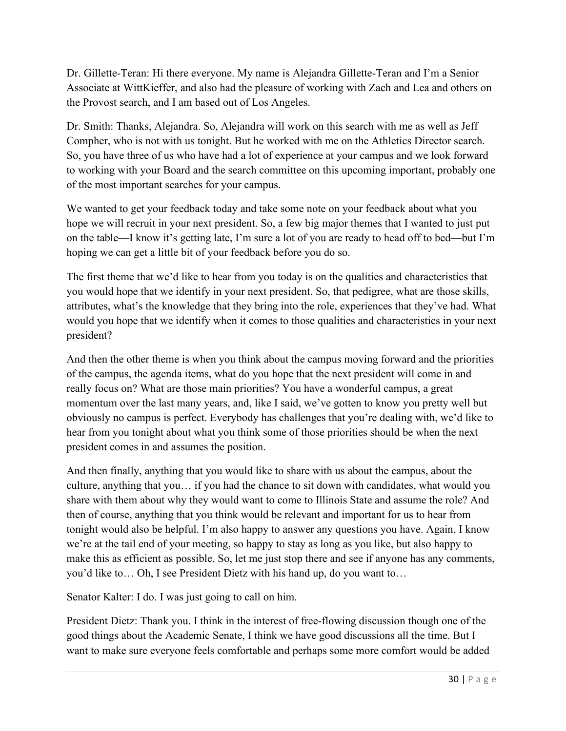Dr. Gillette-Teran: Hi there everyone. My name is Alejandra Gillette-Teran and I'm a Senior Associate at WittKieffer, and also had the pleasure of working with Zach and Lea and others on the Provost search, and I am based out of Los Angeles.

Dr. Smith: Thanks, Alejandra. So, Alejandra will work on this search with me as well as Jeff Compher, who is not with us tonight. But he worked with me on the Athletics Director search. So, you have three of us who have had a lot of experience at your campus and we look forward to working with your Board and the search committee on this upcoming important, probably one of the most important searches for your campus.

We wanted to get your feedback today and take some note on your feedback about what you hope we will recruit in your next president. So, a few big major themes that I wanted to just put on the table—I know it's getting late, I'm sure a lot of you are ready to head off to bed—but I'm hoping we can get a little bit of your feedback before you do so.

The first theme that we'd like to hear from you today is on the qualities and characteristics that you would hope that we identify in your next president. So, that pedigree, what are those skills, attributes, what's the knowledge that they bring into the role, experiences that they've had. What would you hope that we identify when it comes to those qualities and characteristics in your next president?

And then the other theme is when you think about the campus moving forward and the priorities of the campus, the agenda items, what do you hope that the next president will come in and really focus on? What are those main priorities? You have a wonderful campus, a great momentum over the last many years, and, like I said, we've gotten to know you pretty well but obviously no campus is perfect. Everybody has challenges that you're dealing with, we'd like to hear from you tonight about what you think some of those priorities should be when the next president comes in and assumes the position.

And then finally, anything that you would like to share with us about the campus, about the culture, anything that you… if you had the chance to sit down with candidates, what would you share with them about why they would want to come to Illinois State and assume the role? And then of course, anything that you think would be relevant and important for us to hear from tonight would also be helpful. I'm also happy to answer any questions you have. Again, I know we're at the tail end of your meeting, so happy to stay as long as you like, but also happy to make this as efficient as possible. So, let me just stop there and see if anyone has any comments, you'd like to… Oh, I see President Dietz with his hand up, do you want to…

Senator Kalter: I do. I was just going to call on him.

President Dietz: Thank you. I think in the interest of free-flowing discussion though one of the good things about the Academic Senate, I think we have good discussions all the time. But I want to make sure everyone feels comfortable and perhaps some more comfort would be added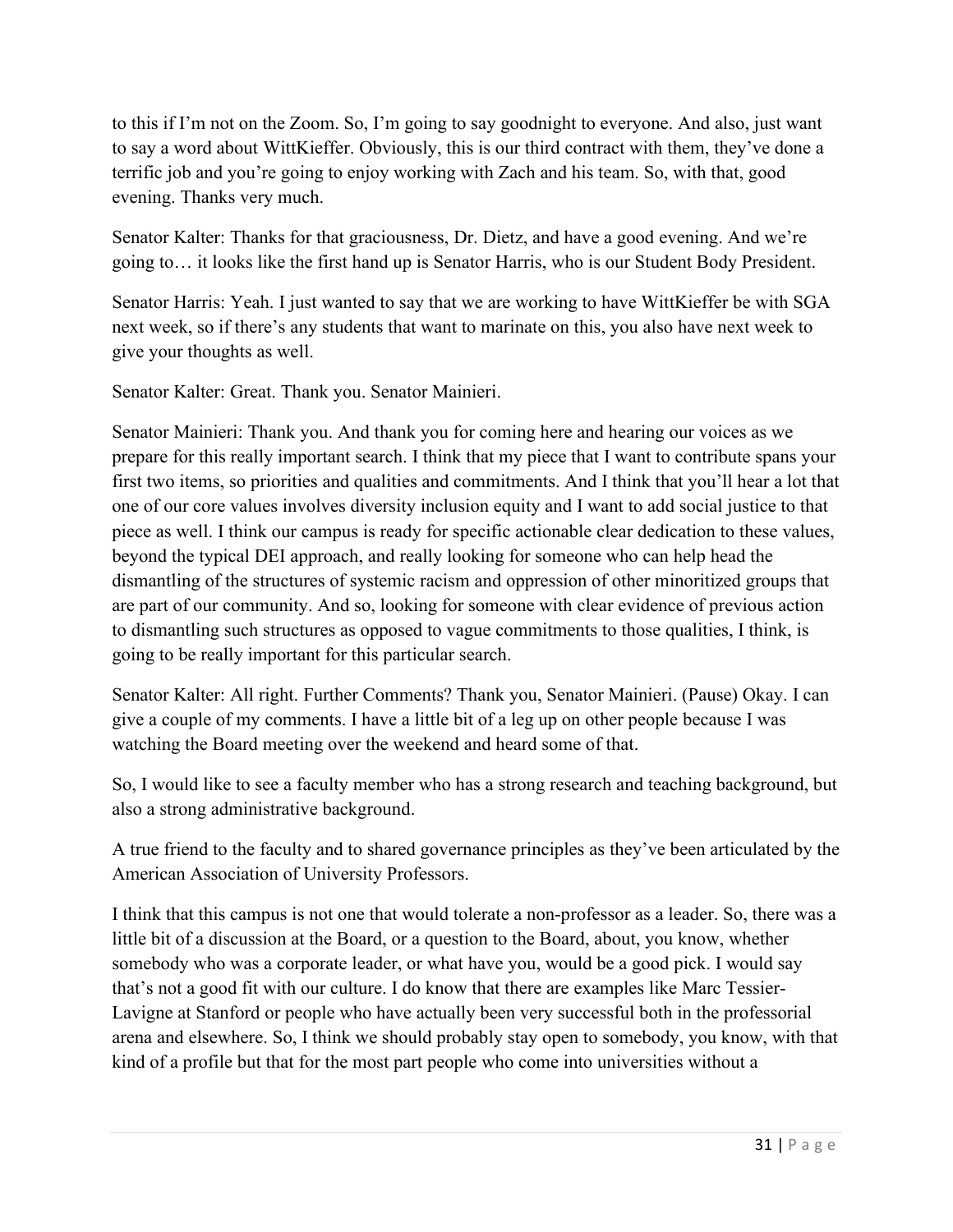to this if I'm not on the Zoom. So, I'm going to say goodnight to everyone. And also, just want to say a word about WittKieffer. Obviously, this is our third contract with them, they've done a terrific job and you're going to enjoy working with Zach and his team. So, with that, good evening. Thanks very much.

Senator Kalter: Thanks for that graciousness, Dr. Dietz, and have a good evening. And we're going to… it looks like the first hand up is Senator Harris, who is our Student Body President.

Senator Harris: Yeah. I just wanted to say that we are working to have WittKieffer be with SGA next week, so if there's any students that want to marinate on this, you also have next week to give your thoughts as well.

Senator Kalter: Great. Thank you. Senator Mainieri.

Senator Mainieri: Thank you. And thank you for coming here and hearing our voices as we prepare for this really important search. I think that my piece that I want to contribute spans your first two items, so priorities and qualities and commitments. And I think that you'll hear a lot that one of our core values involves diversity inclusion equity and I want to add social justice to that piece as well. I think our campus is ready for specific actionable clear dedication to these values, beyond the typical DEI approach, and really looking for someone who can help head the dismantling of the structures of systemic racism and oppression of other minoritized groups that are part of our community. And so, looking for someone with clear evidence of previous action to dismantling such structures as opposed to vague commitments to those qualities, I think, is going to be really important for this particular search.

Senator Kalter: All right. Further Comments? Thank you, Senator Mainieri. (Pause) Okay. I can give a couple of my comments. I have a little bit of a leg up on other people because I was watching the Board meeting over the weekend and heard some of that.

So, I would like to see a faculty member who has a strong research and teaching background, but also a strong administrative background.

A true friend to the faculty and to shared governance principles as they've been articulated by the American Association of University Professors.

I think that this campus is not one that would tolerate a non-professor as a leader. So, there was a little bit of a discussion at the Board, or a question to the Board, about, you know, whether somebody who was a corporate leader, or what have you, would be a good pick. I would say that's not a good fit with our culture. I do know that there are examples like Marc Tessier-Lavigne at Stanford or people who have actually been very successful both in the professorial arena and elsewhere. So, I think we should probably stay open to somebody, you know, with that kind of a profile but that for the most part people who come into universities without a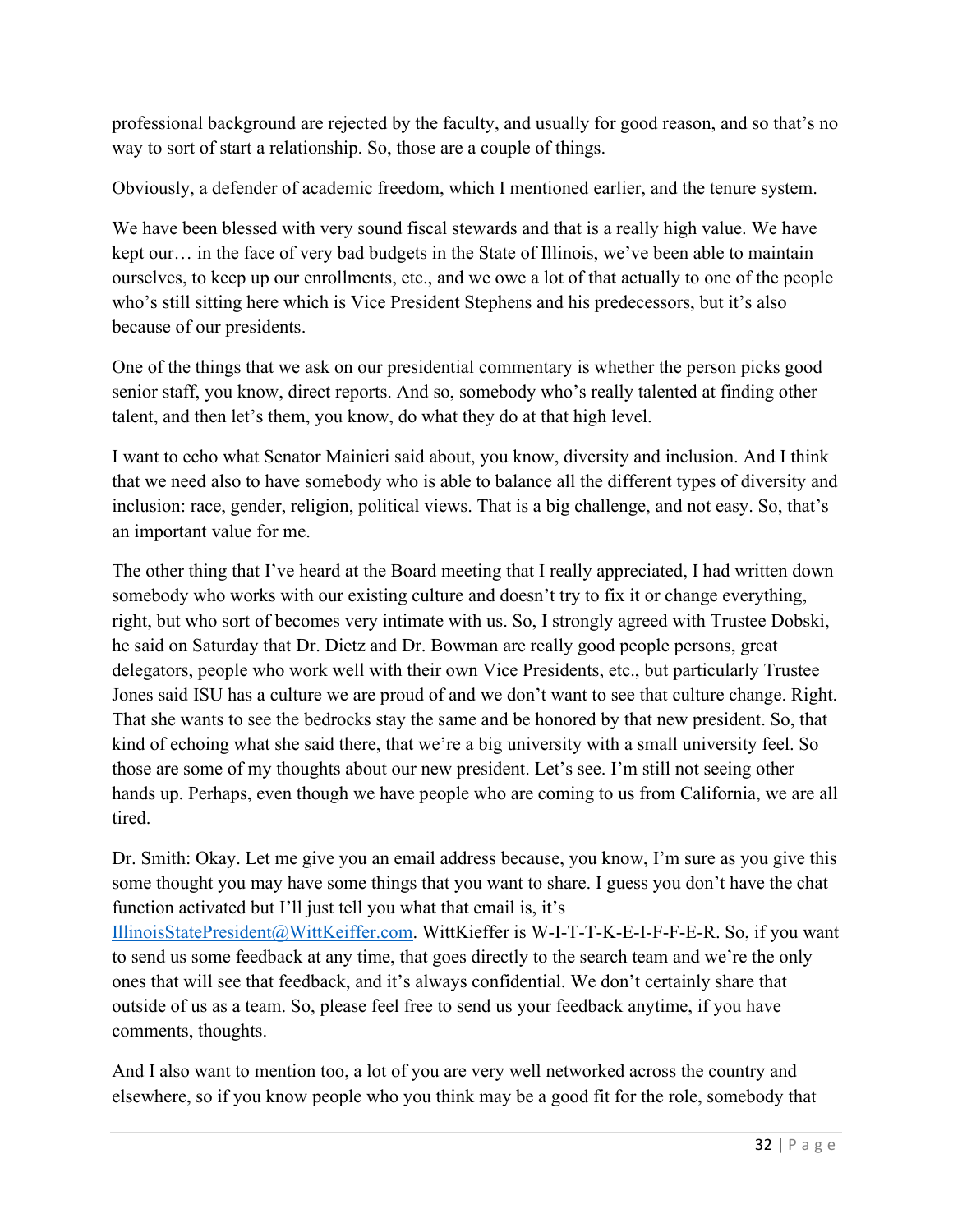professional background are rejected by the faculty, and usually for good reason, and so that's no way to sort of start a relationship. So, those are a couple of things.

Obviously, a defender of academic freedom, which I mentioned earlier, and the tenure system.

We have been blessed with very sound fiscal stewards and that is a really high value. We have kept our… in the face of very bad budgets in the State of Illinois, we've been able to maintain ourselves, to keep up our enrollments, etc., and we owe a lot of that actually to one of the people who's still sitting here which is Vice President Stephens and his predecessors, but it's also because of our presidents.

One of the things that we ask on our presidential commentary is whether the person picks good senior staff, you know, direct reports. And so, somebody who's really talented at finding other talent, and then let's them, you know, do what they do at that high level.

I want to echo what Senator Mainieri said about, you know, diversity and inclusion. And I think that we need also to have somebody who is able to balance all the different types of diversity and inclusion: race, gender, religion, political views. That is a big challenge, and not easy. So, that's an important value for me.

The other thing that I've heard at the Board meeting that I really appreciated, I had written down somebody who works with our existing culture and doesn't try to fix it or change everything, right, but who sort of becomes very intimate with us. So, I strongly agreed with Trustee Dobski, he said on Saturday that Dr. Dietz and Dr. Bowman are really good people persons, great delegators, people who work well with their own Vice Presidents, etc., but particularly Trustee Jones said ISU has a culture we are proud of and we don't want to see that culture change. Right. That she wants to see the bedrocks stay the same and be honored by that new president. So, that kind of echoing what she said there, that we're a big university with a small university feel. So those are some of my thoughts about our new president. Let's see. I'm still not seeing other hands up. Perhaps, even though we have people who are coming to us from California, we are all tired.

Dr. Smith: Okay. Let me give you an email address because, you know, I'm sure as you give this some thought you may have some things that you want to share. I guess you don't have the chat function activated but I'll just tell you what that email is, it's IllinoisStatePresident@WittKeiffer.com. WittKieffer is W-I-T-T-K-E-I-F-F-E-R. So, if you want to send us some feedback at any time, that goes directly to the search team and we're the only ones that will see that feedback, and it's always confidential. We don't certainly share that outside of us as a team. So, please feel free to send us your feedback anytime, if you have comments, thoughts.

And I also want to mention too, a lot of you are very well networked across the country and elsewhere, so if you know people who you think may be a good fit for the role, somebody that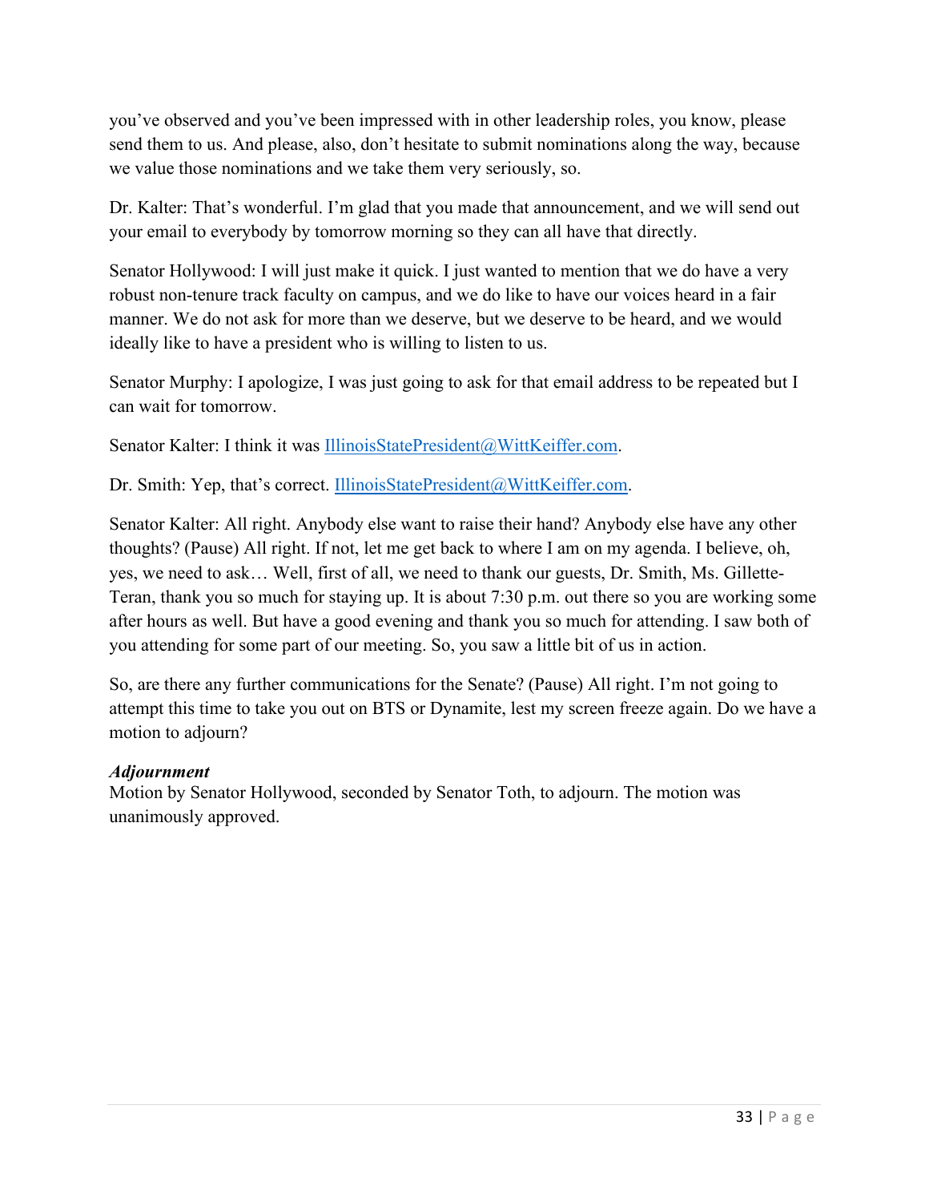you've observed and you've been impressed with in other leadership roles, you know, please send them to us. And please, also, don't hesitate to submit nominations along the way, because we value those nominations and we take them very seriously, so.

Dr. Kalter: That's wonderful. I'm glad that you made that announcement, and we will send out your email to everybody by tomorrow morning so they can all have that directly.

Senator Hollywood: I will just make it quick. I just wanted to mention that we do have a very robust non-tenure track faculty on campus, and we do like to have our voices heard in a fair manner. We do not ask for more than we deserve, but we deserve to be heard, and we would ideally like to have a president who is willing to listen to us.

Senator Murphy: I apologize, I was just going to ask for that email address to be repeated but I can wait for tomorrow.

Senator Kalter: I think it was IllinoisStatePresident@WittKeiffer.com.

Dr. Smith: Yep, that's correct. IllinoisStatePresident@WittKeiffer.com.

Senator Kalter: All right. Anybody else want to raise their hand? Anybody else have any other thoughts? (Pause) All right. If not, let me get back to where I am on my agenda. I believe, oh, yes, we need to ask… Well, first of all, we need to thank our guests, Dr. Smith, Ms. Gillette-Teran, thank you so much for staying up. It is about 7:30 p.m. out there so you are working some after hours as well. But have a good evening and thank you so much for attending. I saw both of you attending for some part of our meeting. So, you saw a little bit of us in action.

So, are there any further communications for the Senate? (Pause) All right. I'm not going to attempt this time to take you out on BTS or Dynamite, lest my screen freeze again. Do we have a motion to adjourn?

***Adjournment***

Motion by Senator Hollywood, seconded by Senator Toth, to adjourn. The motion was unanimously approved.